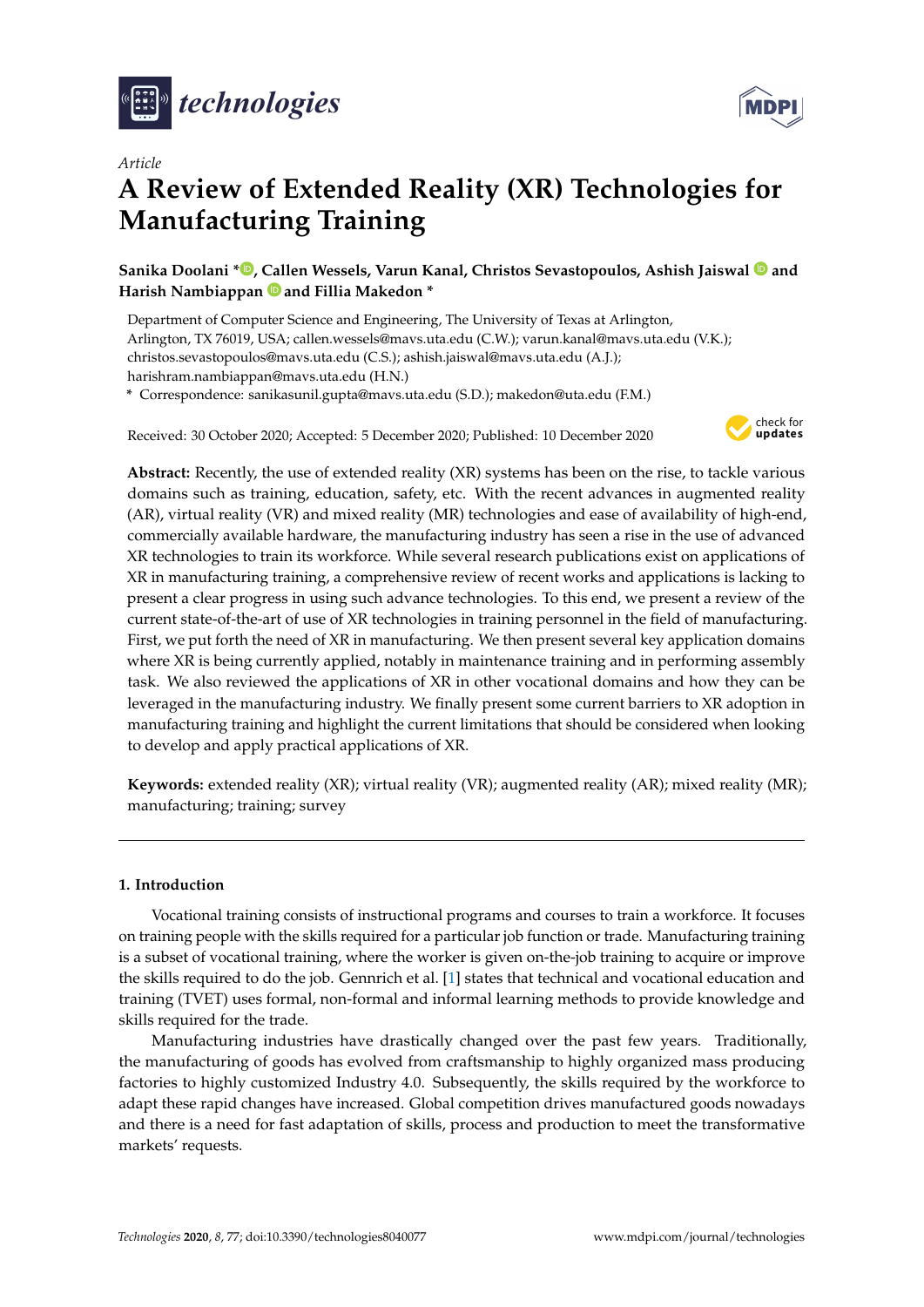*Article*

# A Review of Extended Reality (XR) Technologies for Manufacturing Training

**Sanika Doolani \*, Callen Wessels, Varun Kanal, Christos Sevastopoulos, Ashish Jaiswal and Harish Nambiappan and Fillia Makedon \***

Department of Computer Science and Engineering, The University of Texas at Arlington, Arlington, TX 76019, USA; callen.wessels@mavs.uta.edu (C.W.); varun.kanal@mavs.uta.edu (V.K.); christos.sevastopoulos@mavs.uta.edu (C.S.); ashish.jaiswal@mavs.uta.edu (A.J.); harishram.nambiappan@mavs.uta.edu (H.N.)

\* Correspondence: sanikasunil.gupta@mavs.uta.edu (S.D.); makedon@uta.edu (F.M.)

Received: 30 October 2020; Accepted: 5 December 2020; Published: 10 December 2020

**Abstract:** Recently, the use of extended reality (XR) systems has been on the rise, to tackle various domains such as training, education, safety, etc. With the recent advances in augmented reality (AR), virtual reality (VR) and mixed reality (MR) technologies and ease of availability of high-end, commercially available hardware, the manufacturing industry has seen a rise in the use of advanced XR technologies to train its workforce. While several research publications exist on applications of XR in manufacturing training, a comprehensive review of recent works and applications is lacking to present a clear progress in using such advance technologies. To this end, we present a review of the current state-of-the-art of use of XR technologies in training personnel in the field of manufacturing. First, we put forth the need of XR in manufacturing. We then present several key application domains where XR is being currently applied, notably in maintenance training and in performing assembly task. We also reviewed the applications of XR in other vocational domains and how they can be leveraged in the manufacturing industry. We finally present some current barriers to XR adoption in manufacturing training and highlight the current limitations that should be considered when looking to develop and apply practical applications of XR.

**Keywords:** extended reality (XR); virtual reality (VR); augmented reality (AR); mixed reality (MR); manufacturing; training; survey

## 1. Introduction

Vocational training consists of instructional programs and courses to train a workforce. It focuses on training people with the skills required for a particular job function or trade. Manufacturing training is a subset of vocational training, where the worker is given on-the-job training to acquire or improve the skills required to do the job. Gennrich et al. [1] states that technical and vocational education and training (TVET) uses formal, non-formal and informal learning methods to provide knowledge and skills required for the trade.

Manufacturing industries have drastically changed over the past few years. Traditionally, the manufacturing of goods has evolved from craftsmanship to highly organized mass producing factories to highly customized Industry 4.0. Subsequently, the skills required by the workforce to adapt these rapid changes have increased. Global competition drives manufactured goods nowadays and there is a need for fast adaptation of skills, process and production to meet the transformative markets' requests.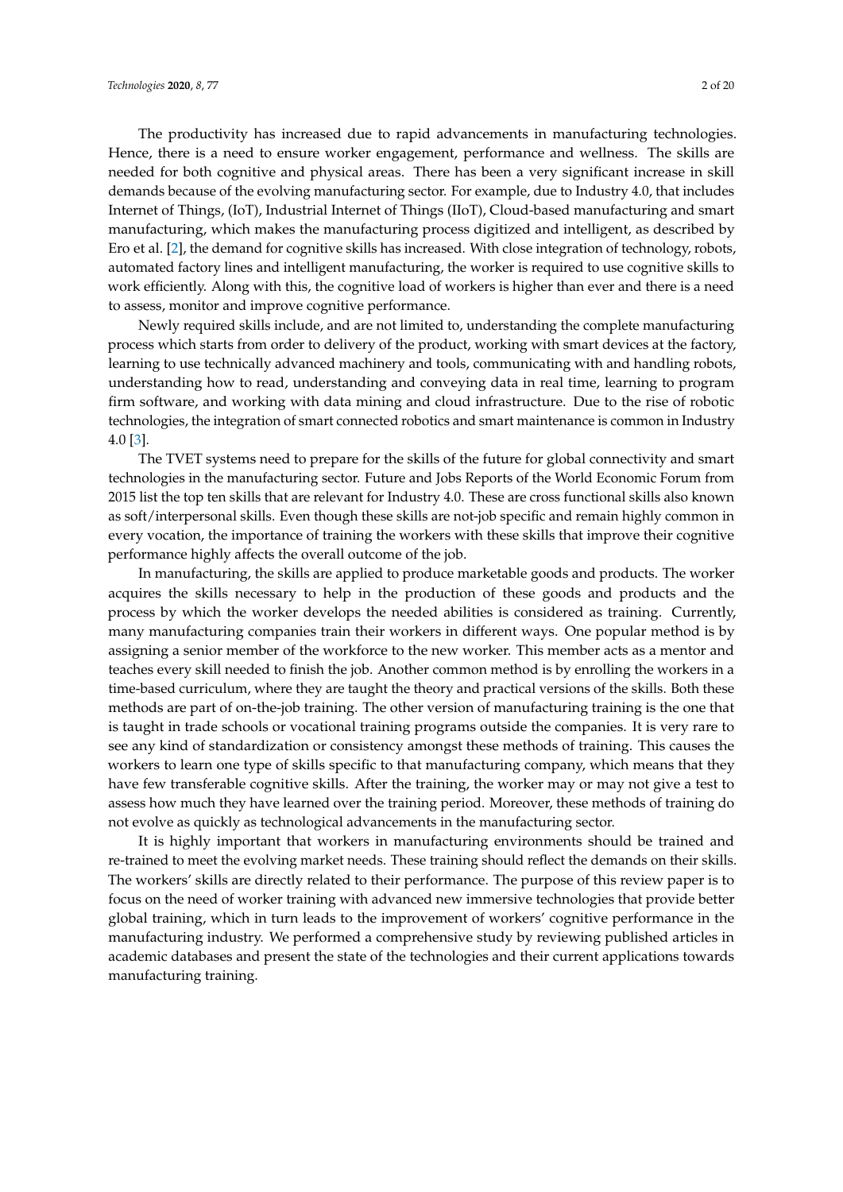The productivity has increased due to rapid advancements in manufacturing technologies. Hence, there is a need to ensure worker engagement, performance and wellness. The skills are needed for both cognitive and physical areas. There has been a very significant increase in skill demands because of the evolving manufacturing sector. For example, due to Industry 4.0, that includes Internet of Things, (IoT), Industrial Internet of Things (IIoT), Cloud-based manufacturing and smart manufacturing, which makes the manufacturing process digitized and intelligent, as described by Ero et al. [2], the demand for cognitive skills has increased. With close integration of technology, robots, automated factory lines and intelligent manufacturing, the worker is required to use cognitive skills to work efficiently. Along with this, the cognitive load of workers is higher than ever and there is a need to assess, monitor and improve cognitive performance.

Newly required skills include, and are not limited to, understanding the complete manufacturing process which starts from order to delivery of the product, working with smart devices at the factory, learning to use technically advanced machinery and tools, communicating with and handling robots, understanding how to read, understanding and conveying data in real time, learning to program firm software, and working with data mining and cloud infrastructure. Due to the rise of robotic technologies, the integration of smart connected robotics and smart maintenance is common in Industry 4.0 [3].

The TVET systems need to prepare for the skills of the future for global connectivity and smart technologies in the manufacturing sector. Future and Jobs Reports of the World Economic Forum from 2015 list the top ten skills that are relevant for Industry 4.0. These are cross functional skills also known as soft/interpersonal skills. Even though these skills are not-job specific and remain highly common in every vocation, the importance of training the workers with these skills that improve their cognitive performance highly affects the overall outcome of the job.

In manufacturing, the skills are applied to produce marketable goods and products. The worker acquires the skills necessary to help in the production of these goods and products and the process by which the worker develops the needed abilities is considered as training. Currently, many manufacturing companies train their workers in different ways. One popular method is by assigning a senior member of the workforce to the new worker. This member acts as a mentor and teaches every skill needed to finish the job. Another common method is by enrolling the workers in a time-based curriculum, where they are taught the theory and practical versions of the skills. Both these methods are part of on-the-job training. The other version of manufacturing training is the one that is taught in trade schools or vocational training programs outside the companies. It is very rare to see any kind of standardization or consistency amongst these methods of training. This causes the workers to learn one type of skills specific to that manufacturing company, which means that they have few transferable cognitive skills. After the training, the worker may or may not give a test to assess how much they have learned over the training period. Moreover, these methods of training do not evolve as quickly as technological advancements in the manufacturing sector.

It is highly important that workers in manufacturing environments should be trained and re-trained to meet the evolving market needs. These training should reflect the demands on their skills. The workers' skills are directly related to their performance. The purpose of this review paper is to focus on the need of worker training with advanced new immersive technologies that provide better global training, which in turn leads to the improvement of workers' cognitive performance in the manufacturing industry. We performed a comprehensive study by reviewing published articles in academic databases and present the state of the technologies and their current applications towards manufacturing training.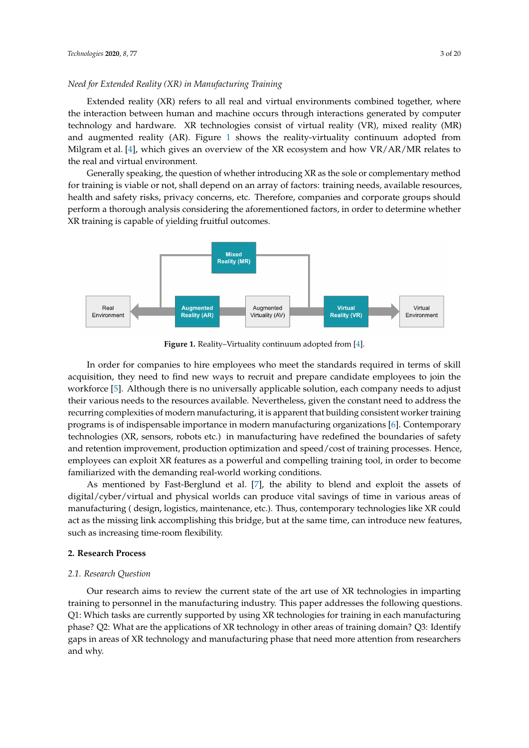*Need for Extended Reality (XR) in Manufacturing Training*

Extended reality (XR) refers to all real and virtual environments combined together, where the interaction between human and machine occurs through interactions generated by computer technology and hardware. XR technologies consist of virtual reality (VR), mixed reality (MR) and augmented reality (AR). Figure 1 shows the reality-virtuality continuum adopted from Milgram et al. [4], which gives an overview of the XR ecosystem and how VR/AR/MR relates to the real and virtual environment.

Generally speaking, the question of whether introducing XR as the sole or complementary method for training is viable or not, shall depend on an array of factors: training needs, available resources, health and safety risks, privacy concerns, etc. Therefore, companies and corporate groups should perform a thorough analysis considering the aforementioned factors, in order to determine whether XR training is capable of yielding fruitful outcomes.

**Figure 1.** Reality–Virtuality continuum adopted from [4].

In order for companies to hire employees who meet the standards required in terms of skill acquisition, they need to find new ways to recruit and prepare candidate employees to join the workforce [5]. Although there is no universally applicable solution, each company needs to adjust their various needs to the resources available. Nevertheless, given the constant need to address the recurring complexities of modern manufacturing, it is apparent that building consistent worker training programs is of indispensable importance in modern manufacturing organizations [6]. Contemporary technologies (XR, sensors, robots etc.) in manufacturing have redefined the boundaries of safety and retention improvement, production optimization and speed/cost of training processes. Hence, employees can exploit XR features as a powerful and compelling training tool, in order to become familiarized with the demanding real-world working conditions.

As mentioned by Fast-Berglund et al. [7], the ability to blend and exploit the assets of digital/cyber/virtual and physical worlds can produce vital savings of time in various areas of manufacturing ( design, logistics, maintenance, etc.). Thus, contemporary technologies like XR could act as the missing link accomplishing this bridge, but at the same time, can introduce new features, such as increasing time-room flexibility.

## 2. Research Process

### *2.1. Research Question*

Our research aims to review the current state of the art use of XR technologies in imparting training to personnel in the manufacturing industry. This paper addresses the following questions. Q1: Which tasks are currently supported by using XR technologies for training in each manufacturing phase? Q2: What are the applications of XR technology in other areas of training domain? Q3: Identify gaps in areas of XR technology and manufacturing phase that need more attention from researchers and why.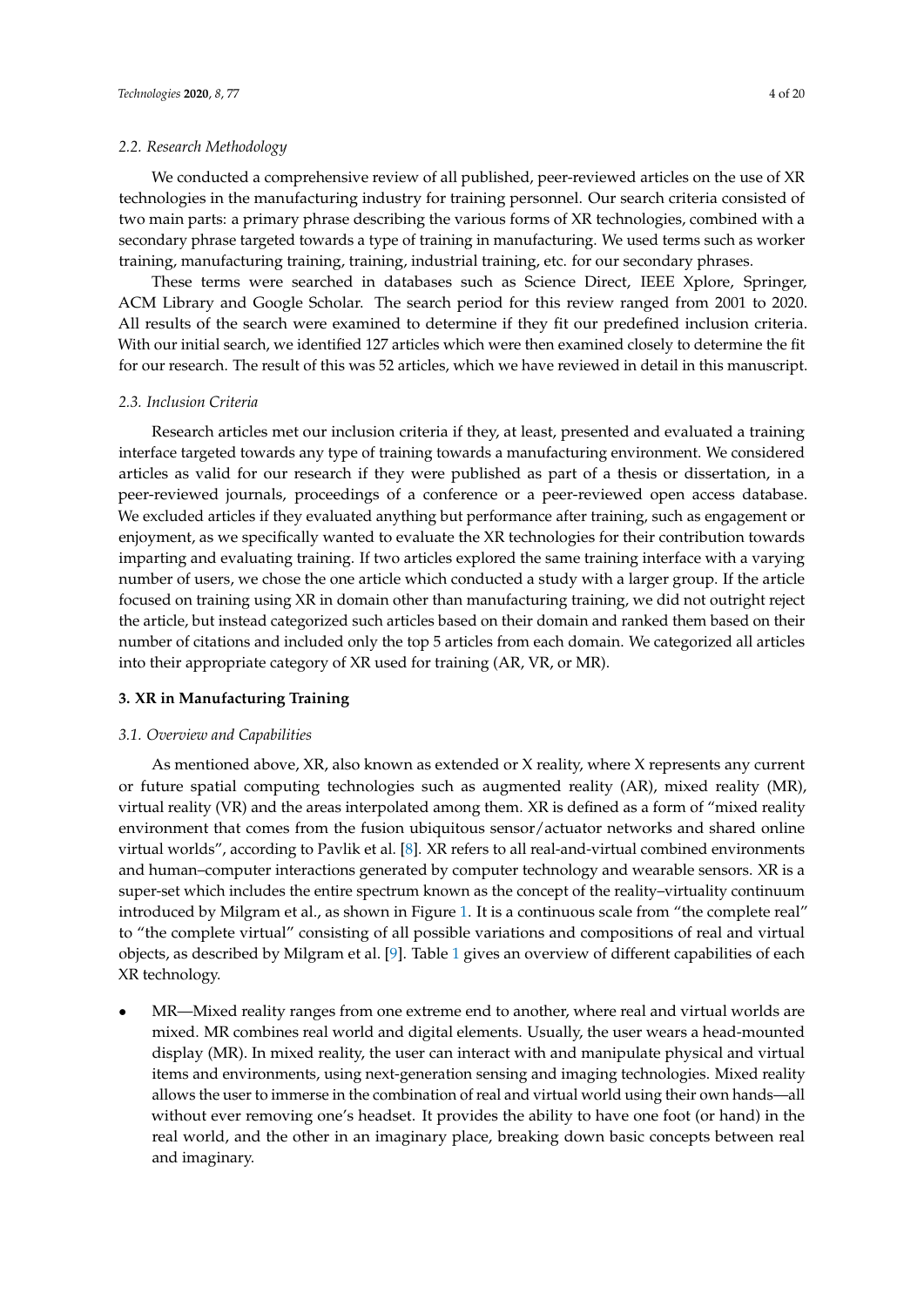### 2.2. Research Methodology

We conducted a comprehensive review of all published, peer-reviewed articles on the use of XR technologies in the manufacturing industry for training personnel. Our search criteria consisted of two main parts: a primary phrase describing the various forms of XR technologies, combined with a secondary phrase targeted towards a type of training in manufacturing. We used terms such as worker training, manufacturing training, training, industrial training, etc. for our secondary phrases.

These terms were searched in databases such as Science Direct, IEEE Xplore, Springer, ACM Library and Google Scholar. The search period for this review ranged from 2001 to 2020. All results of the search were examined to determine if they fit our predefined inclusion criteria. With our initial search, we identified 127 articles which were then examined closely to determine the fit for our research. The result of this was 52 articles, which we have reviewed in detail in this manuscript.

### 2.3. Inclusion Criteria

Research articles met our inclusion criteria if they, at least, presented and evaluated a training interface targeted towards any type of training towards a manufacturing environment. We considered articles as valid for our research if they were published as part of a thesis or dissertation, in a peer-reviewed journals, proceedings of a conference or a peer-reviewed open access database. We excluded articles if they evaluated anything but performance after training, such as engagement or enjoyment, as we specifically wanted to evaluate the XR technologies for their contribution towards imparting and evaluating training. If two articles explored the same training interface with a varying number of users, we chose the one article which conducted a study with a larger group. If the article focused on training using XR in domain other than manufacturing training, we did not outright reject the article, but instead categorized such articles based on their domain and ranked them based on their number of citations and included only the top 5 articles from each domain. We categorized all articles into their appropriate category of XR used for training (AR, VR, or MR).

## 3. XR in Manufacturing Training

### 3.1. Overview and Capabilities

As mentioned above, XR, also known as extended or X reality, where X represents any current or future spatial computing technologies such as augmented reality (AR), mixed reality (MR), virtual reality (VR) and the areas interpolated among them. XR is defined as a form of "mixed reality environment that comes from the fusion ubiquitous sensor/actuator networks and shared online virtual worlds", according to Pavlik et al. [8]. XR refers to all real-and-virtual combined environments and human–computer interactions generated by computer technology and wearable sensors. XR is a super-set which includes the entire spectrum known as the concept of the reality–virtuality continuum introduced by Milgram et al., as shown in Figure 1. It is a continuous scale from "the complete real" to "the complete virtual" consisting of all possible variations and compositions of real and virtual objects, as described by Milgram et al. [9]. Table 1 gives an overview of different capabilities of each XR technology.

- MR—Mixed reality ranges from one extreme end to another, where real and virtual worlds are mixed. MR combines real world and digital elements. Usually, the user wears a head-mounted display (MR). In mixed reality, the user can interact with and manipulate physical and virtual items and environments, using next-generation sensing and imaging technologies. Mixed reality allows the user to immerse in the combination of real and virtual world using their own hands—all without ever removing one's headset. It provides the ability to have one foot (or hand) in the real world, and the other in an imaginary place, breaking down basic concepts between real and imaginary.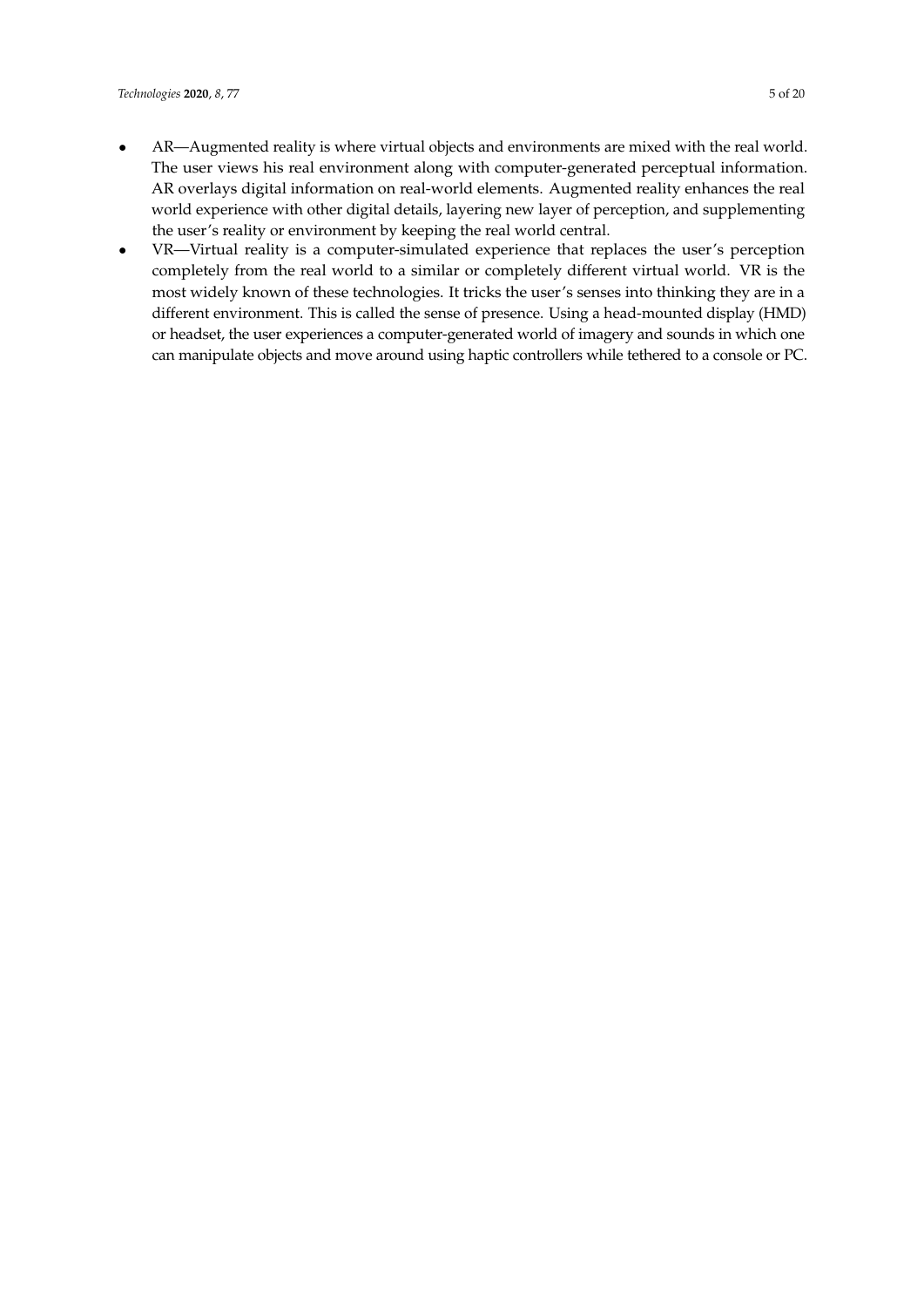- AR—Augmented reality is where virtual objects and environments are mixed with the real world. The user views his real environment along with computer-generated perceptual information. AR overlays digital information on real-world elements. Augmented reality enhances the real world experience with other digital details, layering new layer of perception, and supplementing the user's reality or environment by keeping the real world central.
- VR—Virtual reality is a computer-simulated experience that replaces the user's perception completely from the real world to a similar or completely different virtual world. VR is the most widely known of these technologies. It tricks the user's senses into thinking they are in a different environment. This is called the sense of presence. Using a head-mounted display (HMD) or headset, the user experiences a computer-generated world of imagery and sounds in which one can manipulate objects and move around using haptic controllers while tethered to a console or PC.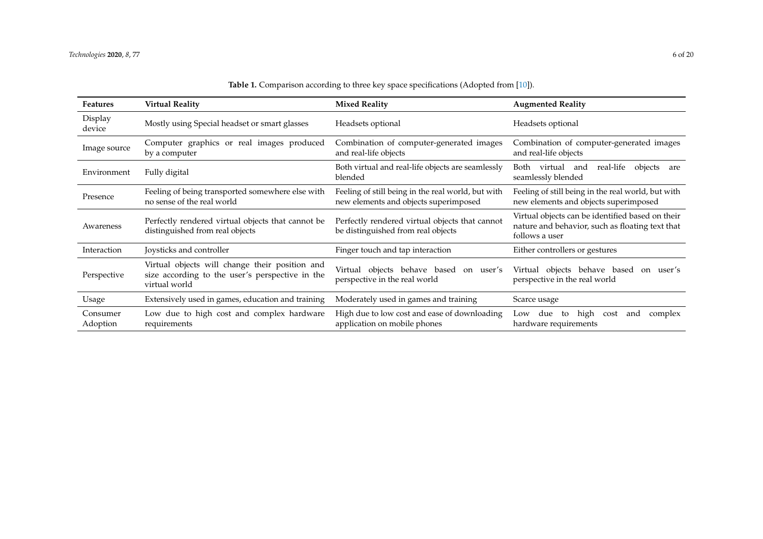**Table 1.** Comparison according to three key space specifications (Adopted from [10]).

| Features | Virtual Reality | Mixed Reality | Augmented Reality |
|---|---|---|---|
| Display device | Mostly using Special headset or smart glasses | Headsets optional | Headsets optional |
| Image source | Computer graphics or real images produced by a computer | Combination of computer-generated images and real-life objects | Combination of computer-generated images and real-life objects |
| Environment | Fully digital | Both virtual and real-life objects are seamlessly blended | Both virtual and real-life objects are seamlessly blended |
| Presence | Feeling of being transported somewhere else with no sense of the real world | Feeling of still being in the real world, but with new elements and objects superimposed | Feeling of still being in the real world, but with new elements and objects superimposed |
| Awareness | Perfectly rendered virtual objects that cannot be distinguished from real objects | Perfectly rendered virtual objects that cannot be distinguished from real objects | Virtual objects can be identified based on their nature and behavior, such as floating text that follows a user |
| Interaction | Joysticks and controller | Finger touch and tap interaction | Either controllers or gestures |
| Perspective | Virtual objects will change their position and size according to the user's perspective in the virtual world | Virtual objects behave based on user's perspective in the real world | Virtual objects behave based on user's perspective in the real world |
| Usage | Extensively used in games, education and training | Moderately used in games and training | Scarce usage |
| Consumer Adoption | Low due to high cost and complex hardware requirements | High due to low cost and ease of downloading application on mobile phones | Low due to high cost and complex hardware requirements |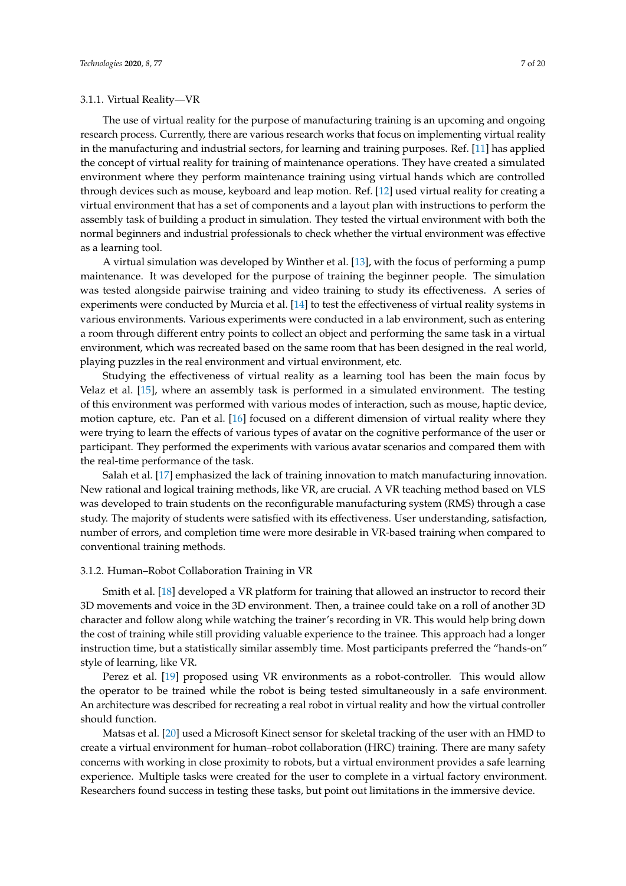#### 3.1.1. Virtual Reality—VR

The use of virtual reality for the purpose of manufacturing training is an upcoming and ongoing research process. Currently, there are various research works that focus on implementing virtual reality in the manufacturing and industrial sectors, for learning and training purposes. Ref. [11] has applied the concept of virtual reality for training of maintenance operations. They have created a simulated environment where they perform maintenance training using virtual hands which are controlled through devices such as mouse, keyboard and leap motion. Ref. [12] used virtual reality for creating a virtual environment that has a set of components and a layout plan with instructions to perform the assembly task of building a product in simulation. They tested the virtual environment with both the normal beginners and industrial professionals to check whether the virtual environment was effective as a learning tool.

A virtual simulation was developed by Winther et al. [13], with the focus of performing a pump maintenance. It was developed for the purpose of training the beginner people. The simulation was tested alongside pairwise training and video training to study its effectiveness. A series of experiments were conducted by Murcia et al. [14] to test the effectiveness of virtual reality systems in various environments. Various experiments were conducted in a lab environment, such as entering a room through different entry points to collect an object and performing the same task in a virtual environment, which was recreated based on the same room that has been designed in the real world, playing puzzles in the real environment and virtual environment, etc.

Studying the effectiveness of virtual reality as a learning tool has been the main focus by Velaz et al. [15], where an assembly task is performed in a simulated environment. The testing of this environment was performed with various modes of interaction, such as mouse, haptic device, motion capture, etc. Pan et al. [16] focused on a different dimension of virtual reality where they were trying to learn the effects of various types of avatar on the cognitive performance of the user or participant. They performed the experiments with various avatar scenarios and compared them with the real-time performance of the task.

Salah et al. [17] emphasized the lack of training innovation to match manufacturing innovation. New rational and logical training methods, like VR, are crucial. A VR teaching method based on VLS was developed to train students on the reconfigurable manufacturing system (RMS) through a case study. The majority of students were satisfied with its effectiveness. User understanding, satisfaction, number of errors, and completion time were more desirable in VR-based training when compared to conventional training methods.

#### 3.1.2. Human–Robot Collaboration Training in VR

Smith et al. [18] developed a VR platform for training that allowed an instructor to record their 3D movements and voice in the 3D environment. Then, a trainee could take on a roll of another 3D character and follow along while watching the trainer's recording in VR. This would help bring down the cost of training while still providing valuable experience to the trainee. This approach had a longer instruction time, but a statistically similar assembly time. Most participants preferred the "hands-on" style of learning, like VR.

Perez et al. [19] proposed using VR environments as a robot-controller. This would allow the operator to be trained while the robot is being tested simultaneously in a safe environment. An architecture was described for recreating a real robot in virtual reality and how the virtual controller should function.

Matsas et al. [20] used a Microsoft Kinect sensor for skeletal tracking of the user with an HMD to create a virtual environment for human–robot collaboration (HRC) training. There are many safety concerns with working in close proximity to robots, but a virtual environment provides a safe learning experience. Multiple tasks were created for the user to complete in a virtual factory environment. Researchers found success in testing these tasks, but point out limitations in the immersive device.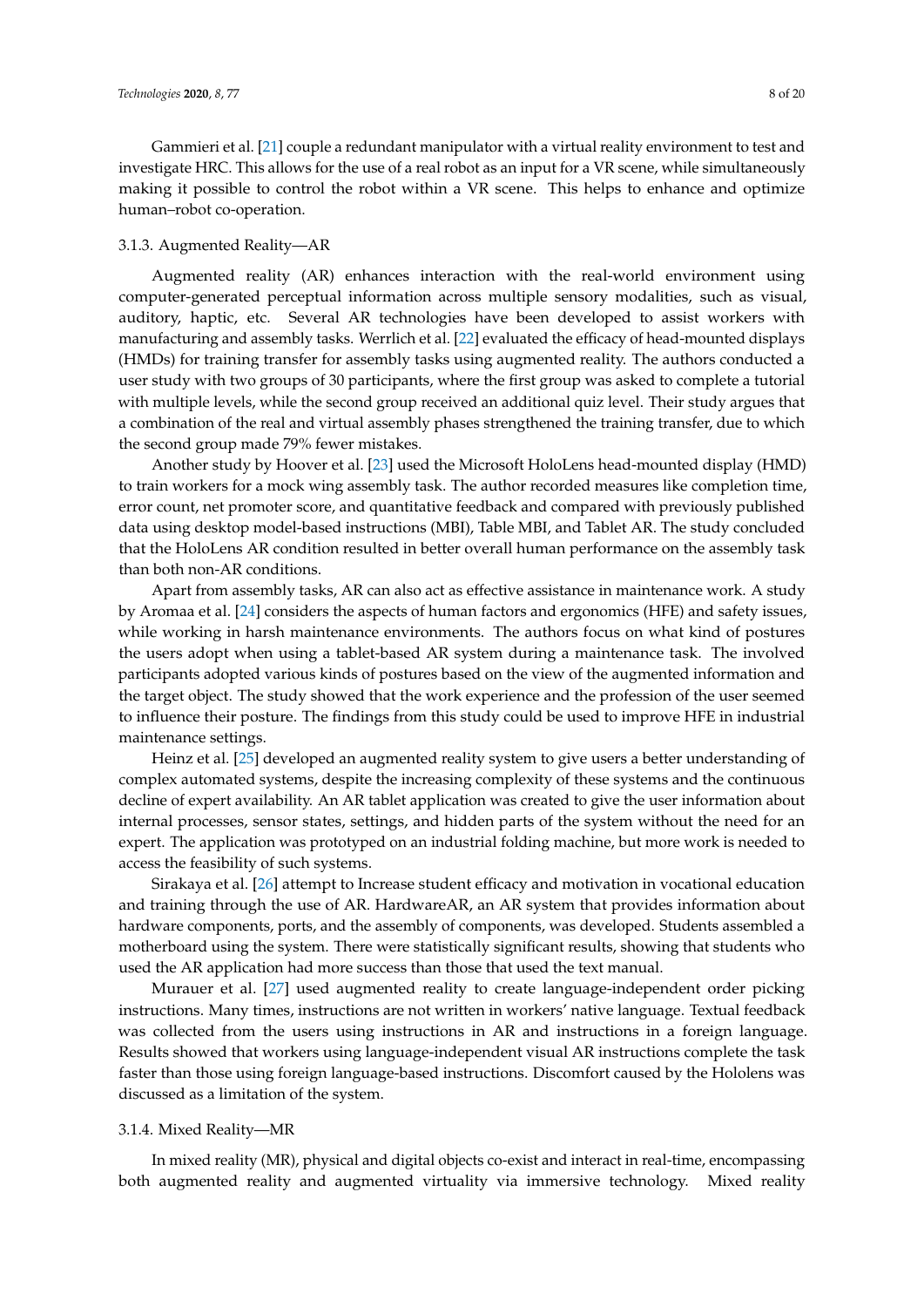Gammieri et al. [21] couple a redundant manipulator with a virtual reality environment to test and investigate HRC. This allows for the use of a real robot as an input for a VR scene, while simultaneously making it possible to control the robot within a VR scene. This helps to enhance and optimize human–robot co-operation.

#### 3.1.3. Augmented Reality—AR

Augmented reality (AR) enhances interaction with the real-world environment using computer-generated perceptual information across multiple sensory modalities, such as visual, auditory, haptic, etc. Several AR technologies have been developed to assist workers with manufacturing and assembly tasks. Werrlich et al. [22] evaluated the efficacy of head-mounted displays (HMDs) for training transfer for assembly tasks using augmented reality. The authors conducted a user study with two groups of 30 participants, where the first group was asked to complete a tutorial with multiple levels, while the second group received an additional quiz level. Their study argues that a combination of the real and virtual assembly phases strengthened the training transfer, due to which the second group made 79% fewer mistakes.

Another study by Hoover et al. [23] used the Microsoft HoloLens head-mounted display (HMD) to train workers for a mock wing assembly task. The author recorded measures like completion time, error count, net promoter score, and quantitative feedback and compared with previously published data using desktop model-based instructions (MBI), Table MBI, and Tablet AR. The study concluded that the HoloLens AR condition resulted in better overall human performance on the assembly task than both non-AR conditions.

Apart from assembly tasks, AR can also act as effective assistance in maintenance work. A study by Aromaa et al. [24] considers the aspects of human factors and ergonomics (HFE) and safety issues, while working in harsh maintenance environments. The authors focus on what kind of postures the users adopt when using a tablet-based AR system during a maintenance task. The involved participants adopted various kinds of postures based on the view of the augmented information and the target object. The study showed that the work experience and the profession of the user seemed to influence their posture. The findings from this study could be used to improve HFE in industrial maintenance settings.

Heinz et al. [25] developed an augmented reality system to give users a better understanding of complex automated systems, despite the increasing complexity of these systems and the continuous decline of expert availability. An AR tablet application was created to give the user information about internal processes, sensor states, settings, and hidden parts of the system without the need for an expert. The application was prototyped on an industrial folding machine, but more work is needed to access the feasibility of such systems.

Sirakaya et al. [26] attempt to Increase student efficacy and motivation in vocational education and training through the use of AR. HardwareAR, an AR system that provides information about hardware components, ports, and the assembly of components, was developed. Students assembled a motherboard using the system. There were statistically significant results, showing that students who used the AR application had more success than those that used the text manual.

Murauer et al. [27] used augmented reality to create language-independent order picking instructions. Many times, instructions are not written in workers' native language. Textual feedback was collected from the users using instructions in AR and instructions in a foreign language. Results showed that workers using language-independent visual AR instructions complete the task faster than those using foreign language-based instructions. Discomfort caused by the Hololens was discussed as a limitation of the system.

#### 3.1.4. Mixed Reality—MR

In mixed reality (MR), physical and digital objects co-exist and interact in real-time, encompassing both augmented reality and augmented virtuality via immersive technology. Mixed reality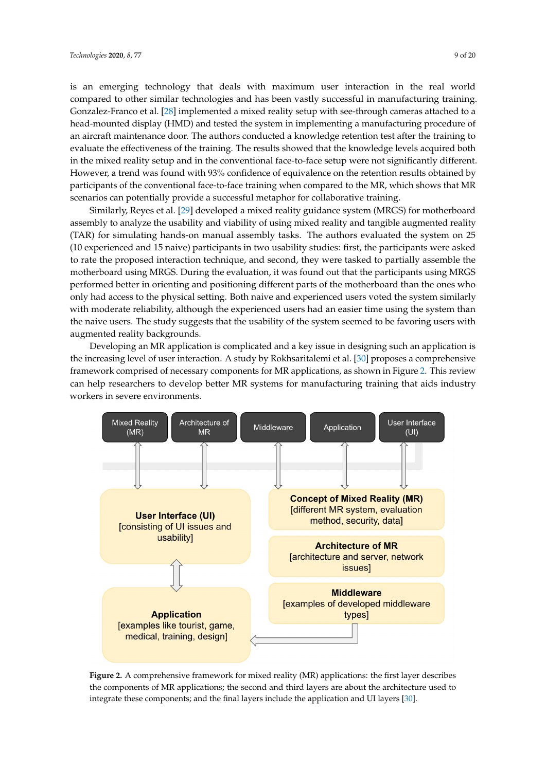is an emerging technology that deals with maximum user interaction in the real world compared to other similar technologies and has been vastly successful in manufacturing training. Gonzalez-Franco et al. [28] implemented a mixed reality setup with see-through cameras attached to a head-mounted display (HMD) and tested the system in implementing a manufacturing procedure of an aircraft maintenance door. The authors conducted a knowledge retention test after the training to evaluate the effectiveness of the training. The results showed that the knowledge levels acquired both in the mixed reality setup and in the conventional face-to-face setup were not significantly different. However, a trend was found with 93% confidence of equivalence on the retention results obtained by participants of the conventional face-to-face training when compared to the MR, which shows that MR scenarios can potentially provide a successful metaphor for collaborative training.

Similarly, Reyes et al. [29] developed a mixed reality guidance system (MRGS) for motherboard assembly to analyze the usability and viability of using mixed reality and tangible augmented reality (TAR) for simulating hands-on manual assembly tasks. The authors evaluated the system on 25 (10 experienced and 15 naive) participants in two usability studies: first, the participants were asked to rate the proposed interaction technique, and second, they were tasked to partially assemble the motherboard using MRGS. During the evaluation, it was found out that the participants using MRGS performed better in orienting and positioning different parts of the motherboard than the ones who only had access to the physical setting. Both naive and experienced users voted the system similarly with moderate reliability, although the experienced users had an easier time using the system than the naive users. The study suggests that the usability of the system seemed to be favoring users with augmented reality backgrounds.

Developing an MR application is complicated and a key issue in designing such an application is the increasing level of user interaction. A study by Rokhsaritalemi et al. [30] proposes a comprehensive framework comprised of necessary components for MR applications, as shown in Figure 2. This review can help researchers to develop better MR systems for manufacturing training that aids industry workers in severe environments.

Mixed Reality (MR) | Architecture of MR | Middleware | Application | User Interface (UI)

**User Interface (UI)**
[consisting of UI issues and usability]

**Concept of Mixed Reality (MR)**
[different MR system, evaluation method, security, data]

**Architecture of MR**
[architecture and server, network issues]

**Middleware**
[examples of developed middleware types]

**Application**
[examples like tourist, game, medical, training, design]

**Figure 2.** A comprehensive framework for mixed reality (MR) applications: the first layer describes the components of MR applications; the second and third layers are about the architecture used to integrate these components; and the final layers include the application and UI layers [30].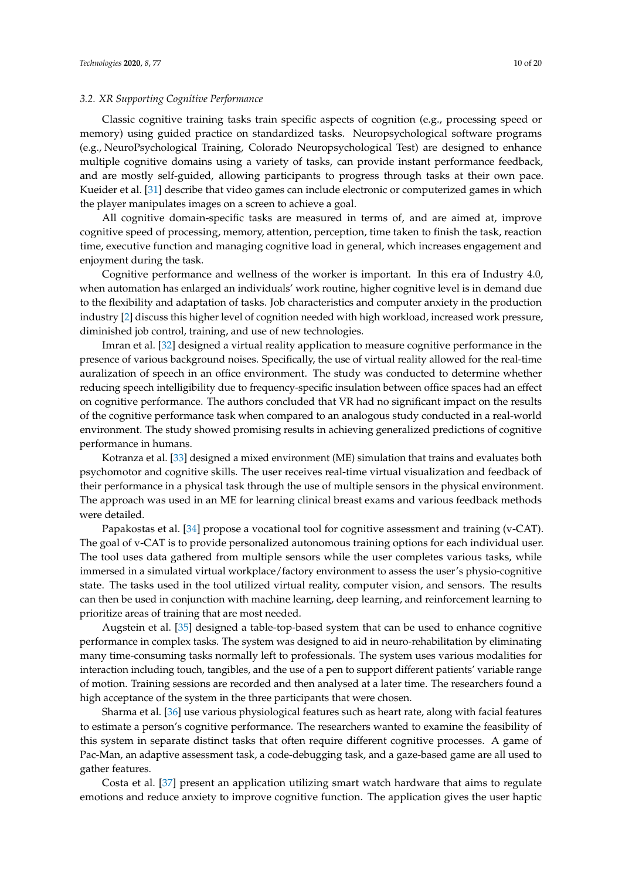### 3.2. XR Supporting Cognitive Performance

Classic cognitive training tasks train specific aspects of cognition (e.g., processing speed or memory) using guided practice on standardized tasks. Neuropsychological software programs (e.g., NeuroPsychological Training, Colorado Neuropsychological Test) are designed to enhance multiple cognitive domains using a variety of tasks, can provide instant performance feedback, and are mostly self-guided, allowing participants to progress through tasks at their own pace. Kueider et al. [31] describe that video games can include electronic or computerized games in which the player manipulates images on a screen to achieve a goal.

All cognitive domain-specific tasks are measured in terms of, and are aimed at, improve cognitive speed of processing, memory, attention, perception, time taken to finish the task, reaction time, executive function and managing cognitive load in general, which increases engagement and enjoyment during the task.

Cognitive performance and wellness of the worker is important. In this era of Industry 4.0, when automation has enlarged an individuals' work routine, higher cognitive level is in demand due to the flexibility and adaptation of tasks. Job characteristics and computer anxiety in the production industry [2] discuss this higher level of cognition needed with high workload, increased work pressure, diminished job control, training, and use of new technologies.

Imran et al. [32] designed a virtual reality application to measure cognitive performance in the presence of various background noises. Specifically, the use of virtual reality allowed for the real-time auralization of speech in an office environment. The study was conducted to determine whether reducing speech intelligibility due to frequency-specific insulation between office spaces had an effect on cognitive performance. The authors concluded that VR had no significant impact on the results of the cognitive performance task when compared to an analogous study conducted in a real-world environment. The study showed promising results in achieving generalized predictions of cognitive performance in humans.

Kotranza et al. [33] designed a mixed environment (ME) simulation that trains and evaluates both psychomotor and cognitive skills. The user receives real-time virtual visualization and feedback of their performance in a physical task through the use of multiple sensors in the physical environment. The approach was used in an ME for learning clinical breast exams and various feedback methods were detailed.

Papakostas et al. [34] propose a vocational tool for cognitive assessment and training (v-CAT). The goal of v-CAT is to provide personalized autonomous training options for each individual user. The tool uses data gathered from multiple sensors while the user completes various tasks, while immersed in a simulated virtual workplace/factory environment to assess the user's physio-cognitive state. The tasks used in the tool utilized virtual reality, computer vision, and sensors. The results can then be used in conjunction with machine learning, deep learning, and reinforcement learning to prioritize areas of training that are most needed.

Augstein et al. [35] designed a table-top-based system that can be used to enhance cognitive performance in complex tasks. The system was designed to aid in neuro-rehabilitation by eliminating many time-consuming tasks normally left to professionals. The system uses various modalities for interaction including touch, tangibles, and the use of a pen to support different patients' variable range of motion. Training sessions are recorded and then analysed at a later time. The researchers found a high acceptance of the system in the three participants that were chosen.

Sharma et al. [36] use various physiological features such as heart rate, along with facial features to estimate a person's cognitive performance. The researchers wanted to examine the feasibility of this system in separate distinct tasks that often require different cognitive processes. A game of Pac-Man, an adaptive assessment task, a code-debugging task, and a gaze-based game are all used to gather features.

Costa et al. [37] present an application utilizing smart watch hardware that aims to regulate emotions and reduce anxiety to improve cognitive function. The application gives the user haptic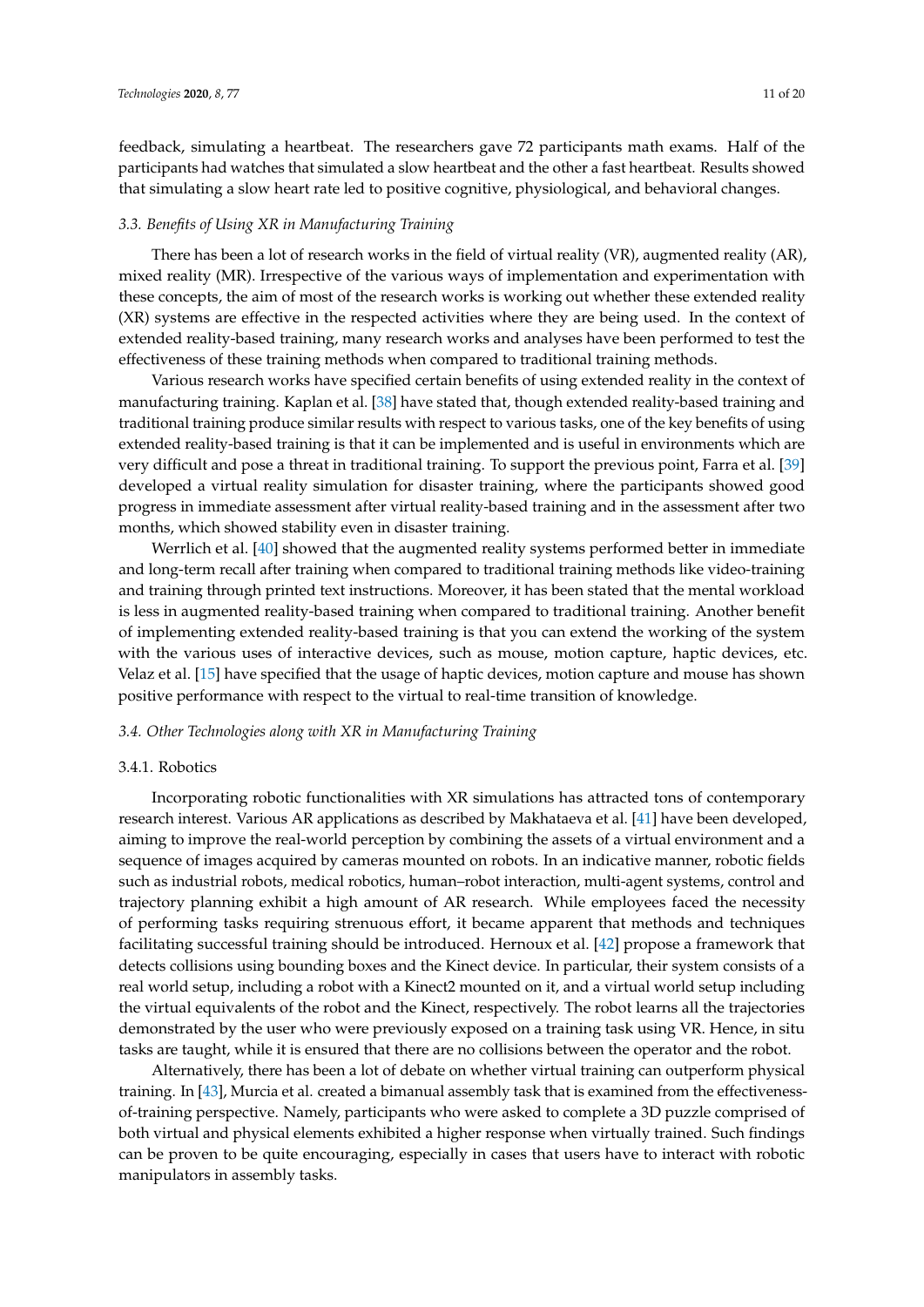feedback, simulating a heartbeat. The researchers gave 72 participants math exams. Half of the participants had watches that simulated a slow heartbeat and the other a fast heartbeat. Results showed that simulating a slow heart rate led to positive cognitive, physiological, and behavioral changes.

### *3.3. Benefits of Using XR in Manufacturing Training*

There has been a lot of research works in the field of virtual reality (VR), augmented reality (AR), mixed reality (MR). Irrespective of the various ways of implementation and experimentation with these concepts, the aim of most of the research works is working out whether these extended reality (XR) systems are effective in the respected activities where they are being used. In the context of extended reality-based training, many research works and analyses have been performed to test the effectiveness of these training methods when compared to traditional training methods.

Various research works have specified certain benefits of using extended reality in the context of manufacturing training. Kaplan et al. [38] have stated that, though extended reality-based training and traditional training produce similar results with respect to various tasks, one of the key benefits of using extended reality-based training is that it can be implemented and is useful in environments which are very difficult and pose a threat in traditional training. To support the previous point, Farra et al. [39] developed a virtual reality simulation for disaster training, where the participants showed good progress in immediate assessment after virtual reality-based training and in the assessment after two months, which showed stability even in disaster training.

Werrlich et al. [40] showed that the augmented reality systems performed better in immediate and long-term recall after training when compared to traditional training methods like video-training and training through printed text instructions. Moreover, it has been stated that the mental workload is less in augmented reality-based training when compared to traditional training. Another benefit of implementing extended reality-based training is that you can extend the working of the system with the various uses of interactive devices, such as mouse, motion capture, haptic devices, etc. Velaz et al. [15] have specified that the usage of haptic devices, motion capture and mouse has shown positive performance with respect to the virtual to real-time transition of knowledge.

### *3.4. Other Technologies along with XR in Manufacturing Training*

#### 3.4.1. Robotics

Incorporating robotic functionalities with XR simulations has attracted tons of contemporary research interest. Various AR applications as described by Makhataeva et al. [41] have been developed, aiming to improve the real-world perception by combining the assets of a virtual environment and a sequence of images acquired by cameras mounted on robots. In an indicative manner, robotic fields such as industrial robots, medical robotics, human–robot interaction, multi-agent systems, control and trajectory planning exhibit a high amount of AR research. While employees faced the necessity of performing tasks requiring strenuous effort, it became apparent that methods and techniques facilitating successful training should be introduced. Hernoux et al. [42] propose a framework that detects collisions using bounding boxes and the Kinect device. In particular, their system consists of a real world setup, including a robot with a Kinect2 mounted on it, and a virtual world setup including the virtual equivalents of the robot and the Kinect, respectively. The robot learns all the trajectories demonstrated by the user who were previously exposed on a training task using VR. Hence, in situ tasks are taught, while it is ensured that there are no collisions between the operator and the robot.

Alternatively, there has been a lot of debate on whether virtual training can outperform physical training. In [43], Murcia et al. created a bimanual assembly task that is examined from the effectiveness-of-training perspective. Namely, participants who were asked to complete a 3D puzzle comprised of both virtual and physical elements exhibited a higher response when virtually trained. Such findings can be proven to be quite encouraging, especially in cases that users have to interact with robotic manipulators in assembly tasks.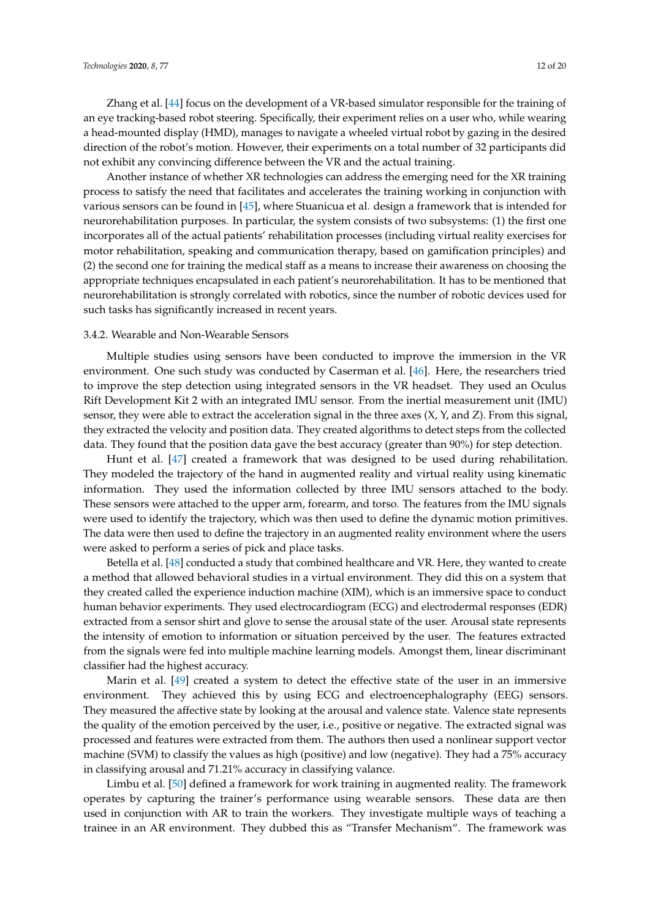Zhang et al. [44] focus on the development of a VR-based simulator responsible for the training of an eye tracking-based robot steering. Specifically, their experiment relies on a user who, while wearing a head-mounted display (HMD), manages to navigate a wheeled virtual robot by gazing in the desired direction of the robot's motion. However, their experiments on a total number of 32 participants did not exhibit any convincing difference between the VR and the actual training.

Another instance of whether XR technologies can address the emerging need for the XR training process to satisfy the need that facilitates and accelerates the training working in conjunction with various sensors can be found in [45], where Stuanicua et al. design a framework that is intended for neurorehabilitation purposes. In particular, the system consists of two subsystems: (1) the first one incorporates all of the actual patients' rehabilitation processes (including virtual reality exercises for motor rehabilitation, speaking and communication therapy, based on gamification principles) and (2) the second one for training the medical staff as a means to increase their awareness on choosing the appropriate techniques encapsulated in each patient's neurorehabilitation. It has to be mentioned that neurorehabilitation is strongly correlated with robotics, since the number of robotic devices used for such tasks has significantly increased in recent years.

### 3.4.2. Wearable and Non-Wearable Sensors

Multiple studies using sensors have been conducted to improve the immersion in the VR environment. One such study was conducted by Caserman et al. [46]. Here, the researchers tried to improve the step detection using integrated sensors in the VR headset. They used an Oculus Rift Development Kit 2 with an integrated IMU sensor. From the inertial measurement unit (IMU) sensor, they were able to extract the acceleration signal in the three axes (X, Y, and Z). From this signal, they extracted the velocity and position data. They created algorithms to detect steps from the collected data. They found that the position data gave the best accuracy (greater than 90%) for step detection.

Hunt et al. [47] created a framework that was designed to be used during rehabilitation. They modeled the trajectory of the hand in augmented reality and virtual reality using kinematic information. They used the information collected by three IMU sensors attached to the body. These sensors were attached to the upper arm, forearm, and torso. The features from the IMU signals were used to identify the trajectory, which was then used to define the dynamic motion primitives. The data were then used to define the trajectory in an augmented reality environment where the users were asked to perform a series of pick and place tasks.

Betella et al. [48] conducted a study that combined healthcare and VR. Here, they wanted to create a method that allowed behavioral studies in a virtual environment. They did this on a system that they created called the experience induction machine (XIM), which is an immersive space to conduct human behavior experiments. They used electrocardiogram (ECG) and electrodermal responses (EDR) extracted from a sensor shirt and glove to sense the arousal state of the user. Arousal state represents the intensity of emotion to information or situation perceived by the user. The features extracted from the signals were fed into multiple machine learning models. Amongst them, linear discriminant classifier had the highest accuracy.

Marin et al. [49] created a system to detect the effective state of the user in an immersive environment. They achieved this by using ECG and electroencephalography (EEG) sensors. They measured the affective state by looking at the arousal and valence state. Valence state represents the quality of the emotion perceived by the user, i.e., positive or negative. The extracted signal was processed and features were extracted from them. The authors then used a nonlinear support vector machine (SVM) to classify the values as high (positive) and low (negative). They had a 75% accuracy in classifying arousal and 71.21% accuracy in classifying valance.

Limbu et al. [50] defined a framework for work training in augmented reality. The framework operates by capturing the trainer's performance using wearable sensors. These data are then used in conjunction with AR to train the workers. They investigate multiple ways of teaching a trainee in an AR environment. They dubbed this as "Transfer Mechanism". The framework was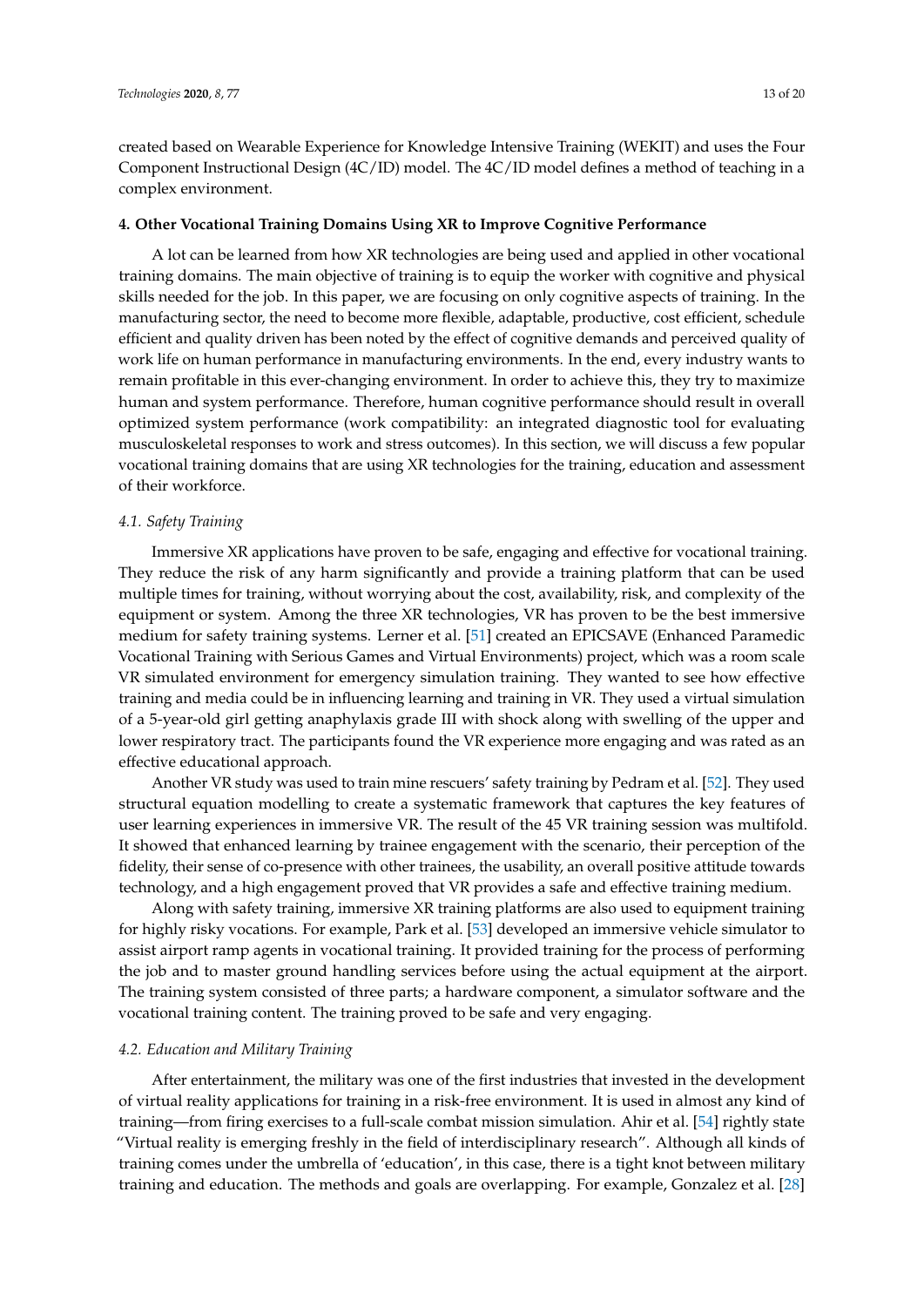created based on Wearable Experience for Knowledge Intensive Training (WEKIT) and uses the Four Component Instructional Design (4C/ID) model. The 4C/ID model defines a method of teaching in a complex environment.

## 4. Other Vocational Training Domains Using XR to Improve Cognitive Performance

A lot can be learned from how XR technologies are being used and applied in other vocational training domains. The main objective of training is to equip the worker with cognitive and physical skills needed for the job. In this paper, we are focusing on only cognitive aspects of training. In the manufacturing sector, the need to become more flexible, adaptable, productive, cost efficient, schedule efficient and quality driven has been noted by the effect of cognitive demands and perceived quality of work life on human performance in manufacturing environments. In the end, every industry wants to remain profitable in this ever-changing environment. In order to achieve this, they try to maximize human and system performance. Therefore, human cognitive performance should result in overall optimized system performance (work compatibility: an integrated diagnostic tool for evaluating musculoskeletal responses to work and stress outcomes). In this section, we will discuss a few popular vocational training domains that are using XR technologies for the training, education and assessment of their workforce.

### 4.1. Safety Training

Immersive XR applications have proven to be safe, engaging and effective for vocational training. They reduce the risk of any harm significantly and provide a training platform that can be used multiple times for training, without worrying about the cost, availability, risk, and complexity of the equipment or system. Among the three XR technologies, VR has proven to be the best immersive medium for safety training systems. Lerner et al. [51] created an EPICSAVE (Enhanced Paramedic Vocational Training with Serious Games and Virtual Environments) project, which was a room scale VR simulated environment for emergency simulation training. They wanted to see how effective training and media could be in influencing learning and training in VR. They used a virtual simulation of a 5-year-old girl getting anaphylaxis grade III with shock along with swelling of the upper and lower respiratory tract. The participants found the VR experience more engaging and was rated as an effective educational approach.

Another VR study was used to train mine rescuers' safety training by Pedram et al. [52]. They used structural equation modelling to create a systematic framework that captures the key features of user learning experiences in immersive VR. The result of the 45 VR training session was multifold. It showed that enhanced learning by trainee engagement with the scenario, their perception of the fidelity, their sense of co-presence with other trainees, the usability, an overall positive attitude towards technology, and a high engagement proved that VR provides a safe and effective training medium.

Along with safety training, immersive XR training platforms are also used to equipment training for highly risky vocations. For example, Park et al. [53] developed an immersive vehicle simulator to assist airport ramp agents in vocational training. It provided training for the process of performing the job and to master ground handling services before using the actual equipment at the airport. The training system consisted of three parts; a hardware component, a simulator software and the vocational training content. The training proved to be safe and very engaging.

### 4.2. Education and Military Training

After entertainment, the military was one of the first industries that invested in the development of virtual reality applications for training in a risk-free environment. It is used in almost any kind of training—from firing exercises to a full-scale combat mission simulation. Ahir et al. [54] rightly state "Virtual reality is emerging freshly in the field of interdisciplinary research". Although all kinds of training comes under the umbrella of 'education', in this case, there is a tight knot between military training and education. The methods and goals are overlapping. For example, Gonzalez et al. [28]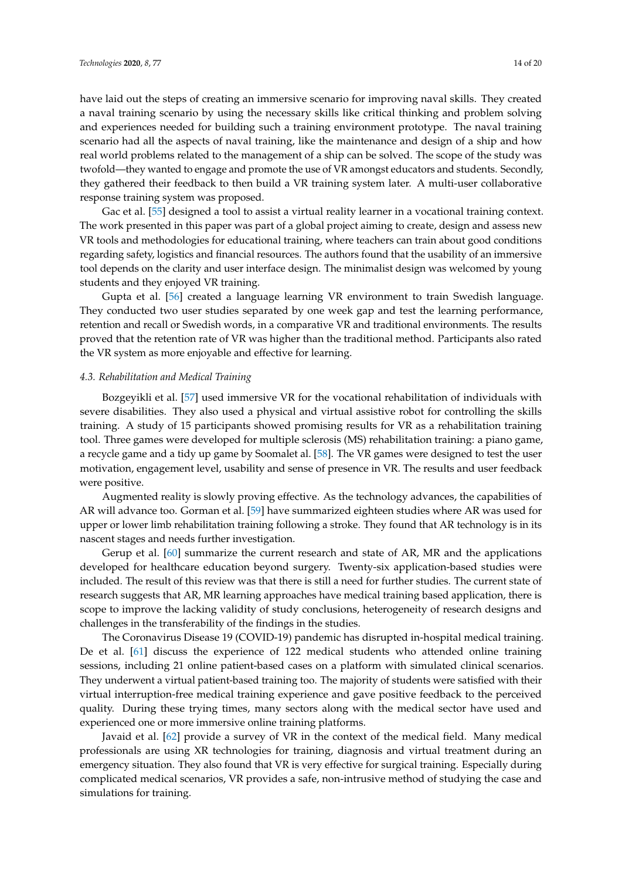have laid out the steps of creating an immersive scenario for improving naval skills. They created a naval training scenario by using the necessary skills like critical thinking and problem solving and experiences needed for building such a training environment prototype. The naval training scenario had all the aspects of naval training, like the maintenance and design of a ship and how real world problems related to the management of a ship can be solved. The scope of the study was twofold—they wanted to engage and promote the use of VR amongst educators and students. Secondly, they gathered their feedback to then build a VR training system later. A multi-user collaborative response training system was proposed.

Gac et al. [55] designed a tool to assist a virtual reality learner in a vocational training context. The work presented in this paper was part of a global project aiming to create, design and assess new VR tools and methodologies for educational training, where teachers can train about good conditions regarding safety, logistics and financial resources. The authors found that the usability of an immersive tool depends on the clarity and user interface design. The minimalist design was welcomed by young students and they enjoyed VR training.

Gupta et al. [56] created a language learning VR environment to train Swedish language. They conducted two user studies separated by one week gap and test the learning performance, retention and recall or Swedish words, in a comparative VR and traditional environments. The results proved that the retention rate of VR was higher than the traditional method. Participants also rated the VR system as more enjoyable and effective for learning.

### *4.3. Rehabilitation and Medical Training*

Bozgeyikli et al. [57] used immersive VR for the vocational rehabilitation of individuals with severe disabilities. They also used a physical and virtual assistive robot for controlling the skills training. A study of 15 participants showed promising results for VR as a rehabilitation training tool. Three games were developed for multiple sclerosis (MS) rehabilitation training: a piano game, a recycle game and a tidy up game by Soomalet al. [58]. The VR games were designed to test the user motivation, engagement level, usability and sense of presence in VR. The results and user feedback were positive.

Augmented reality is slowly proving effective. As the technology advances, the capabilities of AR will advance too. Gorman et al. [59] have summarized eighteen studies where AR was used for upper or lower limb rehabilitation training following a stroke. They found that AR technology is in its nascent stages and needs further investigation.

Gerup et al. [60] summarize the current research and state of AR, MR and the applications developed for healthcare education beyond surgery. Twenty-six application-based studies were included. The result of this review was that there is still a need for further studies. The current state of research suggests that AR, MR learning approaches have medical training based application, there is scope to improve the lacking validity of study conclusions, heterogeneity of research designs and challenges in the transferability of the findings in the studies.

The Coronavirus Disease 19 (COVID-19) pandemic has disrupted in-hospital medical training. De et al. [61] discuss the experience of 122 medical students who attended online training sessions, including 21 online patient-based cases on a platform with simulated clinical scenarios. They underwent a virtual patient-based training too. The majority of students were satisfied with their virtual interruption-free medical training experience and gave positive feedback to the perceived quality. During these trying times, many sectors along with the medical sector have used and experienced one or more immersive online training platforms.

Javaid et al. [62] provide a survey of VR in the context of the medical field. Many medical professionals are using XR technologies for training, diagnosis and virtual treatment during an emergency situation. They also found that VR is very effective for surgical training. Especially during complicated medical scenarios, VR provides a safe, non-intrusive method of studying the case and simulations for training.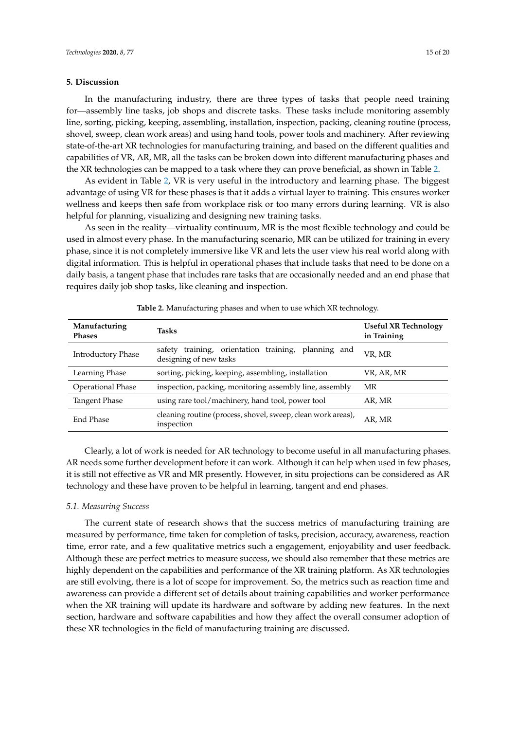## 5. Discussion

In the manufacturing industry, there are three types of tasks that people need training for—assembly line tasks, job shops and discrete tasks. These tasks include monitoring assembly line, sorting, picking, keeping, assembling, installation, inspection, packing, cleaning routine (process, shovel, sweep, clean work areas) and using hand tools, power tools and machinery. After reviewing state-of-the-art XR technologies for manufacturing training, and based on the different qualities and capabilities of VR, AR, MR, all the tasks can be broken down into different manufacturing phases and the XR technologies can be mapped to a task where they can prove beneficial, as shown in Table 2.

As evident in Table 2, VR is very useful in the introductory and learning phase. The biggest advantage of using VR for these phases is that it adds a virtual layer to training. This ensures worker wellness and keeps then safe from workplace risk or too many errors during learning. VR is also helpful for planning, visualizing and designing new training tasks.

As seen in the reality—virtuality continuum, MR is the most flexible technology and could be used in almost every phase. In the manufacturing scenario, MR can be utilized for training in every phase, since it is not completely immersive like VR and lets the user view his real world along with digital information. This is helpful in operational phases that include tasks that need to be done on a daily basis, a tangent phase that includes rare tasks that are occasionally needed and an end phase that requires daily job shop tasks, like cleaning and inspection.

**Table 2.** Manufacturing phases and when to use which XR technology.

| Manufacturing Phases | Tasks | Useful XR Technology in Training |
|---|---|---|
| Introductory Phase | safety training, orientation training, planning and designing of new tasks | VR, MR |
| Learning Phase | sorting, picking, keeping, assembling, installation | VR, AR, MR |
| Operational Phase | inspection, packing, monitoring assembly line, assembly | MR |
| Tangent Phase | using rare tool/machinery, hand tool, power tool | AR, MR |
| End Phase | cleaning routine (process, shovel, sweep, clean work areas), inspection | AR, MR |

Clearly, a lot of work is needed for AR technology to become useful in all manufacturing phases. AR needs some further development before it can work. Although it can help when used in few phases, it is still not effective as VR and MR presently. However, in situ projections can be considered as AR technology and these have proven to be helpful in learning, tangent and end phases.

### *5.1. Measuring Success*

The current state of research shows that the success metrics of manufacturing training are measured by performance, time taken for completion of tasks, precision, accuracy, awareness, reaction time, error rate, and a few qualitative metrics such a engagement, enjoyability and user feedback. Although these are perfect metrics to measure success, we should also remember that these metrics are highly dependent on the capabilities and performance of the XR training platform. As XR technologies are still evolving, there is a lot of scope for improvement. So, the metrics such as reaction time and awareness can provide a different set of details about training capabilities and worker performance when the XR training will update its hardware and software by adding new features. In the next section, hardware and software capabilities and how they affect the overall consumer adoption of these XR technologies in the field of manufacturing training are discussed.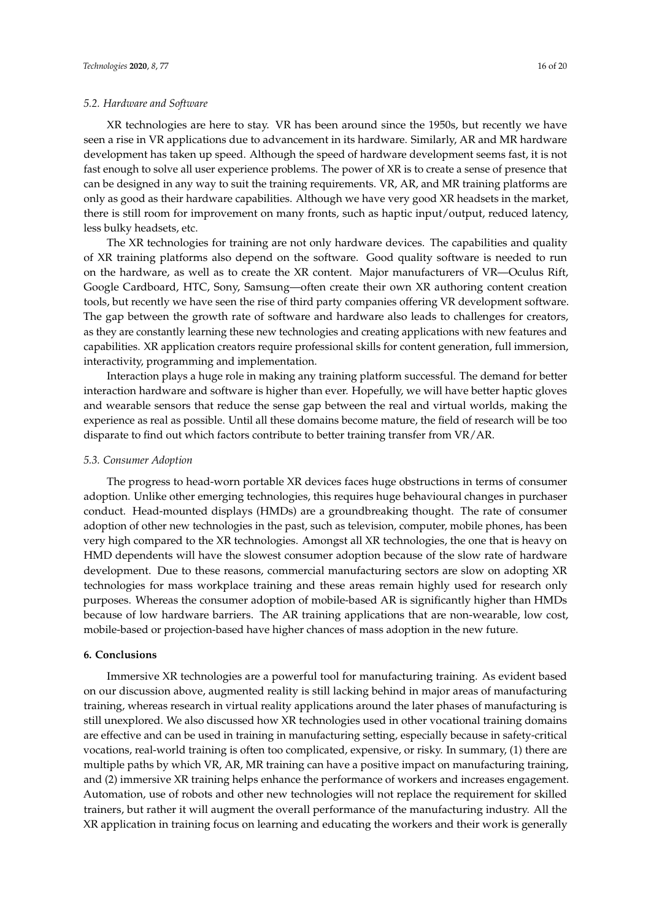### 5.2. Hardware and Software

XR technologies are here to stay. VR has been around since the 1950s, but recently we have seen a rise in VR applications due to advancement in its hardware. Similarly, AR and MR hardware development has taken up speed. Although the speed of hardware development seems fast, it is not fast enough to solve all user experience problems. The power of XR is to create a sense of presence that can be designed in any way to suit the training requirements. VR, AR, and MR training platforms are only as good as their hardware capabilities. Although we have very good XR headsets in the market, there is still room for improvement on many fronts, such as haptic input/output, reduced latency, less bulky headsets, etc.

The XR technologies for training are not only hardware devices. The capabilities and quality of XR training platforms also depend on the software. Good quality software is needed to run on the hardware, as well as to create the XR content. Major manufacturers of VR—Oculus Rift, Google Cardboard, HTC, Sony, Samsung—often create their own XR authoring content creation tools, but recently we have seen the rise of third party companies offering VR development software. The gap between the growth rate of software and hardware also leads to challenges for creators, as they are constantly learning these new technologies and creating applications with new features and capabilities. XR application creators require professional skills for content generation, full immersion, interactivity, programming and implementation.

Interaction plays a huge role in making any training platform successful. The demand for better interaction hardware and software is higher than ever. Hopefully, we will have better haptic gloves and wearable sensors that reduce the sense gap between the real and virtual worlds, making the experience as real as possible. Until all these domains become mature, the field of research will be too disparate to find out which factors contribute to better training transfer from VR/AR.

### 5.3. Consumer Adoption

The progress to head-worn portable XR devices faces huge obstructions in terms of consumer adoption. Unlike other emerging technologies, this requires huge behavioural changes in purchaser conduct. Head-mounted displays (HMDs) are a groundbreaking thought. The rate of consumer adoption of other new technologies in the past, such as television, computer, mobile phones, has been very high compared to the XR technologies. Amongst all XR technologies, the one that is heavy on HMD dependents will have the slowest consumer adoption because of the slow rate of hardware development. Due to these reasons, commercial manufacturing sectors are slow on adopting XR technologies for mass workplace training and these areas remain highly used for research only purposes. Whereas the consumer adoption of mobile-based AR is significantly higher than HMDs because of low hardware barriers. The AR training applications that are non-wearable, low cost, mobile-based or projection-based have higher chances of mass adoption in the new future.

## 6. Conclusions

Immersive XR technologies are a powerful tool for manufacturing training. As evident based on our discussion above, augmented reality is still lacking behind in major areas of manufacturing training, whereas research in virtual reality applications around the later phases of manufacturing is still unexplored. We also discussed how XR technologies used in other vocational training domains are effective and can be used in training in manufacturing setting, especially because in safety-critical vocations, real-world training is often too complicated, expensive, or risky. In summary, (1) there are multiple paths by which VR, AR, MR training can have a positive impact on manufacturing training, and (2) immersive XR training helps enhance the performance of workers and increases engagement. Automation, use of robots and other new technologies will not replace the requirement for skilled trainers, but rather it will augment the overall performance of the manufacturing industry. All the XR application in training focus on learning and educating the workers and their work is generally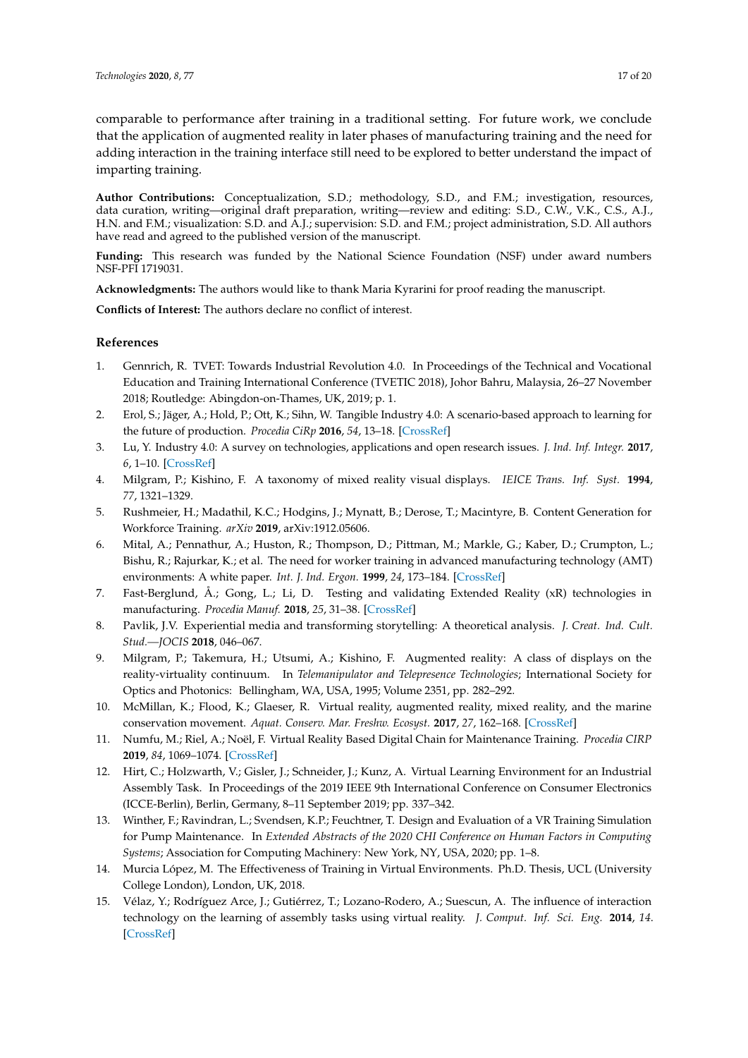comparable to performance after training in a traditional setting. For future work, we conclude that the application of augmented reality in later phases of manufacturing training and the need for adding interaction in the training interface still need to be explored to better understand the impact of imparting training.

**Author Contributions:** Conceptualization, S.D.; methodology, S.D., and F.M.; investigation, resources, data curation, writing—original draft preparation, writing—review and editing: S.D., C.W., V.K., C.S., A.J., H.N. and F.M.; visualization: S.D. and A.J.; supervision: S.D. and F.M.; project administration, S.D. All authors have read and agreed to the published version of the manuscript.

**Funding:** This research was funded by the National Science Foundation (NSF) under award numbers NSF-PFI 1719031.

**Acknowledgments:** The authors would like to thank Maria Kyrarini for proof reading the manuscript.

**Conflicts of Interest:** The authors declare no conflict of interest.

## References

1. Gennrich, R. TVET: Towards Industrial Revolution 4.0. In Proceedings of the Technical and Vocational Education and Training International Conference (TVETIC 2018), Johor Bahru, Malaysia, 26–27 November 2018; Routledge: Abingdon-on-Thames, UK, 2019; p. 1.
2. Erol, S.; Jäger, A.; Hold, P.; Ott, K.; Sihn, W. Tangible Industry 4.0: A scenario-based approach to learning for the future of production. *Procedia CiRp* **2016**, *54*, 13–18. [CrossRef]
3. Lu, Y. Industry 4.0: A survey on technologies, applications and open research issues. *J. Ind. Inf. Integr.* **2017**, *6*, 1–10. [CrossRef]
4. Milgram, P.; Kishino, F. A taxonomy of mixed reality visual displays. *IEICE Trans. Inf. Syst.* **1994**, *77*, 1321–1329.
5. Rushmeier, H.; Madathil, K.C.; Hodgins, J.; Mynatt, B.; Derose, T.; Macintyre, B. Content Generation for Workforce Training. *arXiv* **2019**, arXiv:1912.05606.
6. Mital, A.; Pennathur, A.; Huston, R.; Thompson, D.; Pittman, M.; Markle, G.; Kaber, D.; Crumpton, L.; Bishu, R.; Rajurkar, K.; et al. The need for worker training in advanced manufacturing technology (AMT) environments: A white paper. *Int. J. Ind. Ergon.* **1999**, *24*, 173–184. [CrossRef]
7. Fast-Berglund, Å.; Gong, L.; Li, D. Testing and validating Extended Reality (xR) technologies in manufacturing. *Procedia Manuf.* **2018**, *25*, 31–38. [CrossRef]
8. Pavlik, J.V. Experiential media and transforming storytelling: A theoretical analysis. *J. Creat. Ind. Cult. Stud.—JOCIS* **2018**, 046–067.
9. Milgram, P.; Takemura, H.; Utsumi, A.; Kishino, F. Augmented reality: A class of displays on the reality-virtuality continuum. In *Telemanipulator and Telepresence Technologies*; International Society for Optics and Photonics: Bellingham, WA, USA, 1995; Volume 2351, pp. 282–292.
10. McMillan, K.; Flood, K.; Glaeser, R. Virtual reality, augmented reality, mixed reality, and the marine conservation movement. *Aquat. Conserv. Mar. Freshw. Ecosyst.* **2017**, *27*, 162–168. [CrossRef]
11. Numfu, M.; Riel, A.; Noël, F. Virtual Reality Based Digital Chain for Maintenance Training. *Procedia CIRP* **2019**, *84*, 1069–1074. [CrossRef]
12. Hirt, C.; Holzwarth, V.; Gisler, J.; Schneider, J.; Kunz, A. Virtual Learning Environment for an Industrial Assembly Task. In Proceedings of the 2019 IEEE 9th International Conference on Consumer Electronics (ICCE-Berlin), Berlin, Germany, 8–11 September 2019; pp. 337–342.
13. Winther, F.; Ravindran, L.; Svendsen, K.P.; Feuchtner, T. Design and Evaluation of a VR Training Simulation for Pump Maintenance. In *Extended Abstracts of the 2020 CHI Conference on Human Factors in Computing Systems*; Association for Computing Machinery: New York, NY, USA, 2020; pp. 1–8.
14. Murcia López, M. The Effectiveness of Training in Virtual Environments. Ph.D. Thesis, UCL (University College London), London, UK, 2018.
15. Vélaz, Y.; Rodríguez Arce, J.; Gutiérrez, T.; Lozano-Rodero, A.; Suescun, A. The influence of interaction technology on the learning of assembly tasks using virtual reality. *J. Comput. Inf. Sci. Eng.* **2014**, *14*. [CrossRef]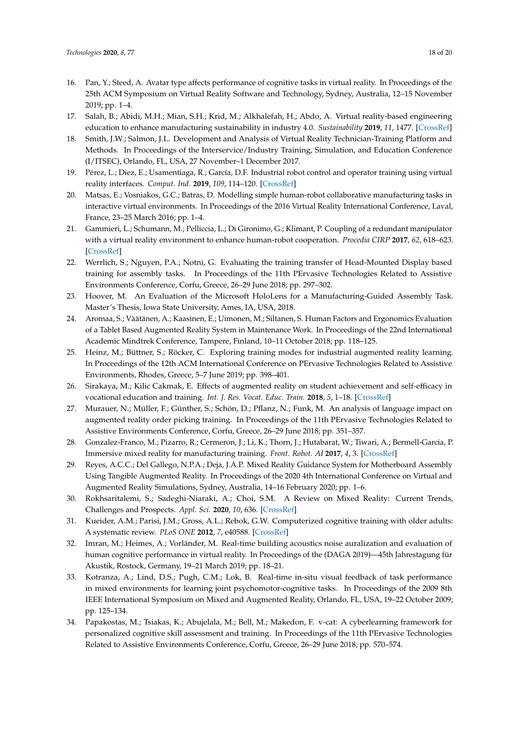16. Pan, Y.; Steed, A. Avatar type affects performance of cognitive tasks in virtual reality. In Proceedings of the 25th ACM Symposium on Virtual Reality Software and Technology, Sydney, Australia, 12–15 November 2019; pp. 1–4.
17. Salah, B.; Abidi, M.H.; Mian, S.H.; Krid, M.; Alkhalefah, H.; Abdo, A. Virtual reality-based engineering education to enhance manufacturing sustainability in industry 4.0. *Sustainability* **2019**, *11*, 1477. [CrossRef]
18. Smith, J.W.; Salmon, J.L. Development and Analysis of Virtual Reality Technician-Training Platform and Methods. In Proceedings of the Interservice/Industry Training, Simulation, and Education Conference (I/ITSEC), Orlando, FL, USA, 27 November–1 December 2017.
19. Pérez, L.; Diez, E.; Usamentiaga, R.; García, D.F. Industrial robot control and operator training using virtual reality interfaces. *Comput. Ind.* **2019**, *109*, 114–120. [CrossRef]
20. Matsas, E.; Vosniakos, G.C.; Batras, D. Modelling simple human-robot collaborative manufacturing tasks in interactive virtual environments. In Proceedings of the 2016 Virtual Reality International Conference, Laval, France, 23–25 March 2016; pp. 1–4.
21. Gammieri, L.; Schumann, M.; Pelliccia, L.; Di Gironimo, G.; Klimant, P. Coupling of a redundant manipulator with a virtual reality environment to enhance human-robot cooperation. *Procedia CIRP* **2017**, *62*, 618–623. [CrossRef]
22. Werrlich, S.; Nguyen, P.A.; Notni, G. Evaluating the training transfer of Head-Mounted Display based training for assembly tasks. In Proceedings of the 11th PErvasive Technologies Related to Assistive Environments Conference, Corfu, Greece, 26–29 June 2018; pp. 297–302.
23. Hoover, M. An Evaluation of the Microsoft HoloLens for a Manufacturing-Guided Assembly Task. Master's Thesis, Iowa State University, Ames, IA, USA, 2018.
24. Aromaa, S.; Väätänen, A.; Kaasinen, E.; Uimonen, M.; Siltanen, S. Human Factors and Ergonomics Evaluation of a Tablet Based Augmented Reality System in Maintenance Work. In Proceedings of the 22nd International Academic Mindtrek Conference, Tampere, Finland, 10–11 October 2018; pp. 118–125.
25. Heinz, M.; Büttner, S.; Röcker, C. Exploring training modes for industrial augmented reality learning. In Proceedings of the 12th ACM International Conference on PErvasive Technologies Related to Assistive Environments, Rhodes, Greece, 5–7 June 2019; pp. 398–401.
26. Sirakaya, M.; Kilic Cakmak, E. Effects of augmented reality on student achievement and self-efficacy in vocational education and training. *Int. J. Res. Vocat. Educ. Train.* **2018**, *5*, 1–18. [CrossRef]
27. Murauer, N.; Müller, F.; Günther, S.; Schön, D.; Pflanz, N.; Funk, M. An analysis of language impact on augmented reality order picking training. In Proceedings of the 11th PErvasive Technologies Related to Assistive Environments Conference, Corfu, Greece, 26–29 June 2018; pp. 351–357.
28. Gonzalez-Franco, M.; Pizarro, R.; Cermeron, J.; Li, K.; Thorn, J.; Hutabarat, W.; Tiwari, A.; Bermell-Garcia, P. Immersive mixed reality for manufacturing training. *Front. Robot. AI* **2017**, *4*, 3. [CrossRef]
29. Reyes, A.C.C.; Del Gallego, N.P.A.; Deja, J.A.P. Mixed Reality Guidance System for Motherboard Assembly Using Tangible Augmented Reality. In Proceedings of the 2020 4th International Conference on Virtual and Augmented Reality Simulations, Sydney, Australia, 14–16 February 2020; pp. 1–6.
30. Rokhsaritalemi, S.; Sadeghi-Niaraki, A.; Choi, S.M. A Review on Mixed Reality: Current Trends, Challenges and Prospects. *Appl. Sci.* **2020**, *10*, 636. [CrossRef]
31. Kueider, A.M.; Parisi, J.M.; Gross, A.L.; Rebok, G.W. Computerized cognitive training with older adults: A systematic review. *PLoS ONE* **2012**, *7*, e40588. [CrossRef]
32. Imran, M.; Heimes, A.; Vorländer, M. Real-time building acoustics noise auralization and evaluation of human cognitive performance in virtual reality. In Proceedings of the (DAGA 2019)—45th Jahrestagung für Akustik, Rostock, Germany, 19–21 March 2019; pp. 18–21.
33. Kotranza, A.; Lind, D.S.; Pugh, C.M.; Lok, B. Real-time in-situ visual feedback of task performance in mixed environments for learning joint psychomotor-cognitive tasks. In Proceedings of the 2009 8th IEEE International Symposium on Mixed and Augmented Reality, Orlando, FL, USA, 19–22 October 2009; pp. 125–134.
34. Papakostas, M.; Tsiakas, K.; Abujelala, M.; Bell, M.; Makedon, F. v-cat: A cyberlearning framework for personalized cognitive skill assessment and training. In Proceedings of the 11th PErvasive Technologies Related to Assistive Environments Conference, Corfu, Greece, 26–29 June 2018; pp. 570–574.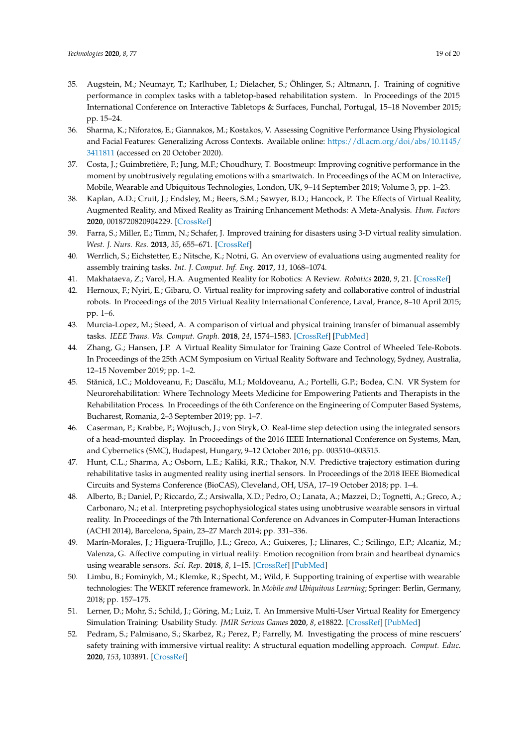35. Augstein, M.; Neumayr, T.; Karlhuber, I.; Dielacher, S.; Öhlinger, S.; Altmann, J. Training of cognitive performance in complex tasks with a tabletop-based rehabilitation system. In Proceedings of the 2015 International Conference on Interactive Tabletops & Surfaces, Funchal, Portugal, 15–18 November 2015; pp. 15–24.
36. Sharma, K.; Niforatos, E.; Giannakos, M.; Kostakos, V. Assessing Cognitive Performance Using Physiological and Facial Features: Generalizing Across Contexts. Available online: https://dl.acm.org/doi/abs/10.1145/3411811 (accessed on 20 October 2020).
37. Costa, J.; Guimbretière, F.; Jung, M.F.; Choudhury, T. Boostmeup: Improving cognitive performance in the moment by unobtrusively regulating emotions with a smartwatch. In Proceedings of the ACM on Interactive, Mobile, Wearable and Ubiquitous Technologies, London, UK, 9–14 September 2019; Volume 3, pp. 1–23.
38. Kaplan, A.D.; Cruit, J.; Endsley, M.; Beers, S.M.; Sawyer, B.D.; Hancock, P. The Effects of Virtual Reality, Augmented Reality, and Mixed Reality as Training Enhancement Methods: A Meta-Analysis. *Hum. Factors* **2020**, 0018720820904229. [CrossRef]
39. Farra, S.; Miller, E.; Timm, N.; Schafer, J. Improved training for disasters using 3-D virtual reality simulation. *West. J. Nurs. Res.* **2013**, *35*, 655–671. [CrossRef]
40. Werrlich, S.; Eichstetter, E.; Nitsche, K.; Notni, G. An overview of evaluations using augmented reality for assembly training tasks. *Int. J. Comput. Inf. Eng.* **2017**, *11*, 1068–1074.
41. Makhataeva, Z.; Varol, H.A. Augmented Reality for Robotics: A Review. *Robotics* **2020**, *9*, 21. [CrossRef]
42. Hernoux, F.; Nyiri, E.; Gibaru, O. Virtual reality for improving safety and collaborative control of industrial robots. In Proceedings of the 2015 Virtual Reality International Conference, Laval, France, 8–10 April 2015; pp. 1–6.
43. Murcia-Lopez, M.; Steed, A. A comparison of virtual and physical training transfer of bimanual assembly tasks. *IEEE Trans. Vis. Comput. Graph.* **2018**, *24*, 1574–1583. [CrossRef] [PubMed]
44. Zhang, G.; Hansen, J.P. A Virtual Reality Simulator for Training Gaze Control of Wheeled Tele-Robots. In Proceedings of the 25th ACM Symposium on Virtual Reality Software and Technology, Sydney, Australia, 12–15 November 2019; pp. 1–2.
45. Stănică, I.C.; Moldoveanu, F.; Dascălu, M.I.; Moldoveanu, A.; Portelli, G.P.; Bodea, C.N. VR System for Neurorehabilitation: Where Technology Meets Medicine for Empowering Patients and Therapists in the Rehabilitation Process. In Proceedings of the 6th Conference on the Engineering of Computer Based Systems, Bucharest, Romania, 2–3 September 2019; pp. 1–7.
46. Caserman, P.; Krabbe, P.; Wojtusch, J.; von Stryk, O. Real-time step detection using the integrated sensors of a head-mounted display. In Proceedings of the 2016 IEEE International Conference on Systems, Man, and Cybernetics (SMC), Budapest, Hungary, 9–12 October 2016; pp. 003510–003515.
47. Hunt, C.L.; Sharma, A.; Osborn, L.E.; Kaliki, R.R.; Thakor, N.V. Predictive trajectory estimation during rehabilitative tasks in augmented reality using inertial sensors. In Proceedings of the 2018 IEEE Biomedical Circuits and Systems Conference (BioCAS), Cleveland, OH, USA, 17–19 October 2018; pp. 1–4.
48. Alberto, B.; Daniel, P.; Riccardo, Z.; Arsiwalla, X.D.; Pedro, O.; Lanata, A.; Mazzei, D.; Tognetti, A.; Greco, A.; Carbonaro, N.; et al. Interpreting psychophysiological states using unobtrusive wearable sensors in virtual reality. In Proceedings of the 7th International Conference on Advances in Computer-Human Interactions (ACHI 2014), Barcelona, Spain, 23–27 March 2014; pp. 331–336.
49. Marín-Morales, J.; Higuera-Trujillo, J.L.; Greco, A.; Guixeres, J.; Llinares, C.; Scilingo, E.P.; Alcañiz, M.; Valenza, G. Affective computing in virtual reality: Emotion recognition from brain and heartbeat dynamics using wearable sensors. *Sci. Rep.* **2018**, *8*, 1–15. [CrossRef] [PubMed]
50. Limbu, B.; Fominykh, M.; Klemke, R.; Specht, M.; Wild, F. Supporting training of expertise with wearable technologies: The WEKIT reference framework. In *Mobile and Ubiquitous Learning*; Springer: Berlin, Germany, 2018; pp. 157–175.
51. Lerner, D.; Mohr, S.; Schild, J.; Göring, M.; Luiz, T. An Immersive Multi-User Virtual Reality for Emergency Simulation Training: Usability Study. *JMIR Serious Games* **2020**, *8*, e18822. [CrossRef] [PubMed]
52. Pedram, S.; Palmisano, S.; Skarbez, R.; Perez, P.; Farrelly, M. Investigating the process of mine rescuers' safety training with immersive virtual reality: A structural equation modelling approach. *Comput. Educ.* **2020**, *153*, 103891. [CrossRef]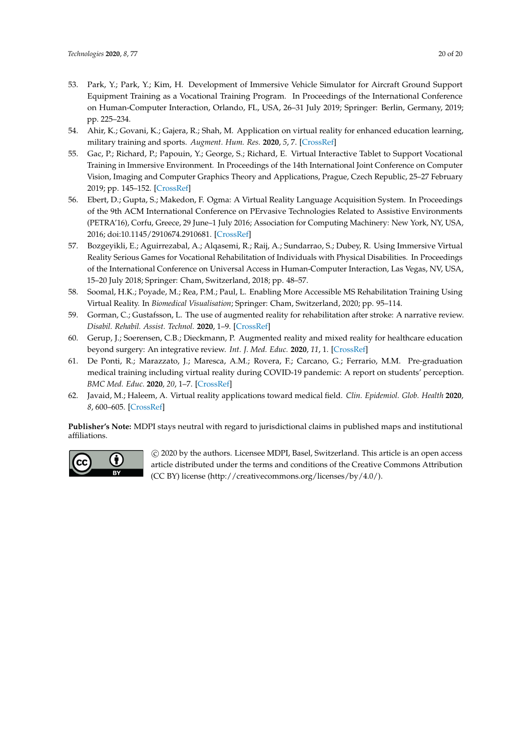53. Park, Y.; Park, Y.; Kim, H. Development of Immersive Vehicle Simulator for Aircraft Ground Support Equipment Training as a Vocational Training Program. In Proceedings of the International Conference on Human-Computer Interaction, Orlando, FL, USA, 26–31 July 2019; Springer: Berlin, Germany, 2019; pp. 225–234.
54. Ahir, K.; Govani, K.; Gajera, R.; Shah, M. Application on virtual reality for enhanced education learning, military training and sports. *Augment. Hum. Res.* **2020**, *5*, 7. [CrossRef]
55. Gac, P.; Richard, P.; Papouin, Y.; George, S.; Richard, E. Virtual Interactive Tablet to Support Vocational Training in Immersive Environment. In Proceedings of the 14th International Joint Conference on Computer Vision, Imaging and Computer Graphics Theory and Applications, Prague, Czech Republic, 25–27 February 2019; pp. 145–152. [CrossRef]
56. Ebert, D.; Gupta, S.; Makedon, F. Ogma: A Virtual Reality Language Acquisition System. In Proceedings of the 9th ACM International Conference on PErvasive Technologies Related to Assistive Environments (PETRA'16), Corfu, Greece, 29 June–1 July 2016; Association for Computing Machinery: New York, NY, USA, 2016; doi:10.1145/2910674.2910681. [CrossRef]
57. Bozgeyikli, E.; Aguirrezabal, A.; Alqasemi, R.; Raij, A.; Sundarrao, S.; Dubey, R. Using Immersive Virtual Reality Serious Games for Vocational Rehabilitation of Individuals with Physical Disabilities. In Proceedings of the International Conference on Universal Access in Human-Computer Interaction, Las Vegas, NV, USA, 15–20 July 2018; Springer: Cham, Switzerland, 2018; pp. 48–57.
58. Soomal, H.K.; Poyade, M.; Rea, P.M.; Paul, L. Enabling More Accessible MS Rehabilitation Training Using Virtual Reality. In *Biomedical Visualisation*; Springer: Cham, Switzerland, 2020; pp. 95–114.
59. Gorman, C.; Gustafsson, L. The use of augmented reality for rehabilitation after stroke: A narrative review. *Disabil. Rehabil. Assist. Technol.* **2020**, 1–9. [CrossRef]
60. Gerup, J.; Soerensen, C.B.; Dieckmann, P. Augmented reality and mixed reality for healthcare education beyond surgery: An integrative review. *Int. J. Med. Educ.* **2020**, *11*, 1. [CrossRef]
61. De Ponti, R.; Marazzato, J.; Maresca, A.M.; Rovera, F.; Carcano, G.; Ferrario, M.M. Pre-graduation medical training including virtual reality during COVID-19 pandemic: A report on students' perception. *BMC Med. Educ.* **2020**, *20*, 1–7. [CrossRef]
62. Javaid, M.; Haleem, A. Virtual reality applications toward medical field. *Clin. Epidemiol. Glob. Health* **2020**, *8*, 600–605. [CrossRef]

**Publisher's Note:** MDPI stays neutral with regard to jurisdictional claims in published maps and institutional affiliations.

© 2020 by the authors. Licensee MDPI, Basel, Switzerland. This article is an open access article distributed under the terms and conditions of the Creative Commons Attribution (CC BY) license (http://creativecommons.org/licenses/by/4.0/).